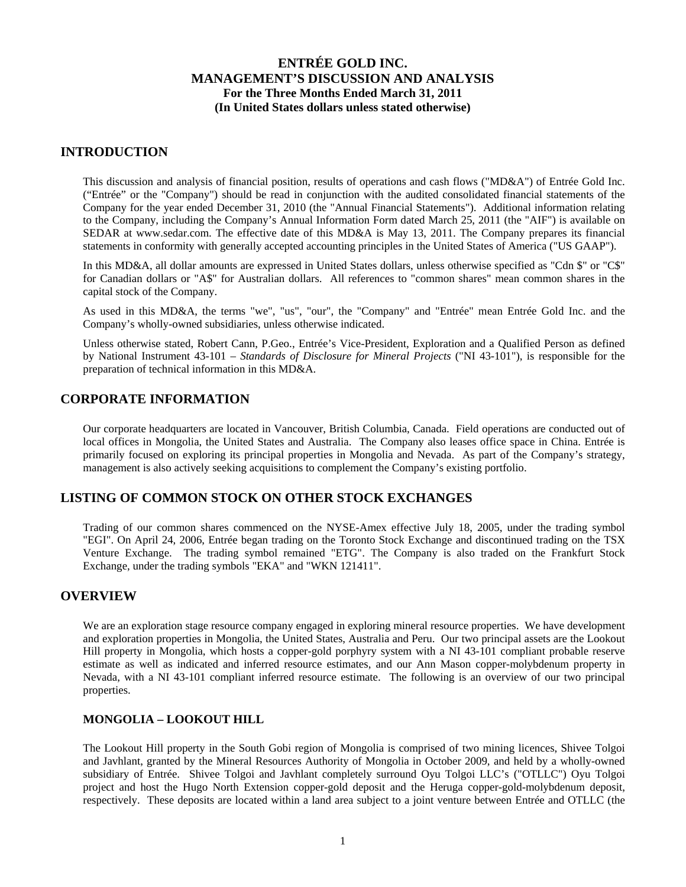# ENTRÉE GOLD INC.
# MANAGEMENT'S DISCUSSION AND ANALYSIS
**For the Three Months Ended March 31, 2011**
**(In United States dollars unless stated otherwise)**

## INTRODUCTION

This discussion and analysis of financial position, results of operations and cash flows ("MD&A") of Entrée Gold Inc. ("Entrée" or the "Company") should be read in conjunction with the audited consolidated financial statements of the Company for the year ended December 31, 2010 (the "Annual Financial Statements"). Additional information relating to the Company, including the Company's Annual Information Form dated March 25, 2011 (the "AIF") is available on SEDAR at www.sedar.com. The effective date of this MD&A is May 13, 2011. The Company prepares its financial statements in conformity with generally accepted accounting principles in the United States of America ("US GAAP").

In this MD&A, all dollar amounts are expressed in United States dollars, unless otherwise specified as "Cdn $" or "C$" for Canadian dollars or "A$" for Australian dollars. All references to "common shares" mean common shares in the capital stock of the Company.

As used in this MD&A, the terms "we", "us", "our", the "Company" and "Entrée" mean Entrée Gold Inc. and the Company's wholly-owned subsidiaries, unless otherwise indicated.

Unless otherwise stated, Robert Cann, P.Geo., Entrée's Vice-President, Exploration and a Qualified Person as defined by National Instrument 43-101 – *Standards of Disclosure for Mineral Projects* ("NI 43-101"), is responsible for the preparation of technical information in this MD&A.

## CORPORATE INFORMATION

Our corporate headquarters are located in Vancouver, British Columbia, Canada. Field operations are conducted out of local offices in Mongolia, the United States and Australia. The Company also leases office space in China. Entrée is primarily focused on exploring its principal properties in Mongolia and Nevada. As part of the Company's strategy, management is also actively seeking acquisitions to complement the Company's existing portfolio.

## LISTING OF COMMON STOCK ON OTHER STOCK EXCHANGES

Trading of our common shares commenced on the NYSE-Amex effective July 18, 2005, under the trading symbol "EGI". On April 24, 2006, Entrée began trading on the Toronto Stock Exchange and discontinued trading on the TSX Venture Exchange. The trading symbol remained "ETG". The Company is also traded on the Frankfurt Stock Exchange, under the trading symbols "EKA" and "WKN 121411".

## OVERVIEW

We are an exploration stage resource company engaged in exploring mineral resource properties. We have development and exploration properties in Mongolia, the United States, Australia and Peru. Our two principal assets are the Lookout Hill property in Mongolia, which hosts a copper-gold porphyry system with a NI 43-101 compliant probable reserve estimate as well as indicated and inferred resource estimates, and our Ann Mason copper-molybdenum property in Nevada, with a NI 43-101 compliant inferred resource estimate. The following is an overview of our two principal properties.

### MONGOLIA – LOOKOUT HILL

The Lookout Hill property in the South Gobi region of Mongolia is comprised of two mining licences, Shivee Tolgoi and Javhlant, granted by the Mineral Resources Authority of Mongolia in October 2009, and held by a wholly-owned subsidiary of Entrée. Shivee Tolgoi and Javhlant completely surround Oyu Tolgoi LLC's ("OTLLC") Oyu Tolgoi project and host the Hugo North Extension copper-gold deposit and the Heruga copper-gold-molybdenum deposit, respectively. These deposits are located within a land area subject to a joint venture between Entrée and OTLLC (the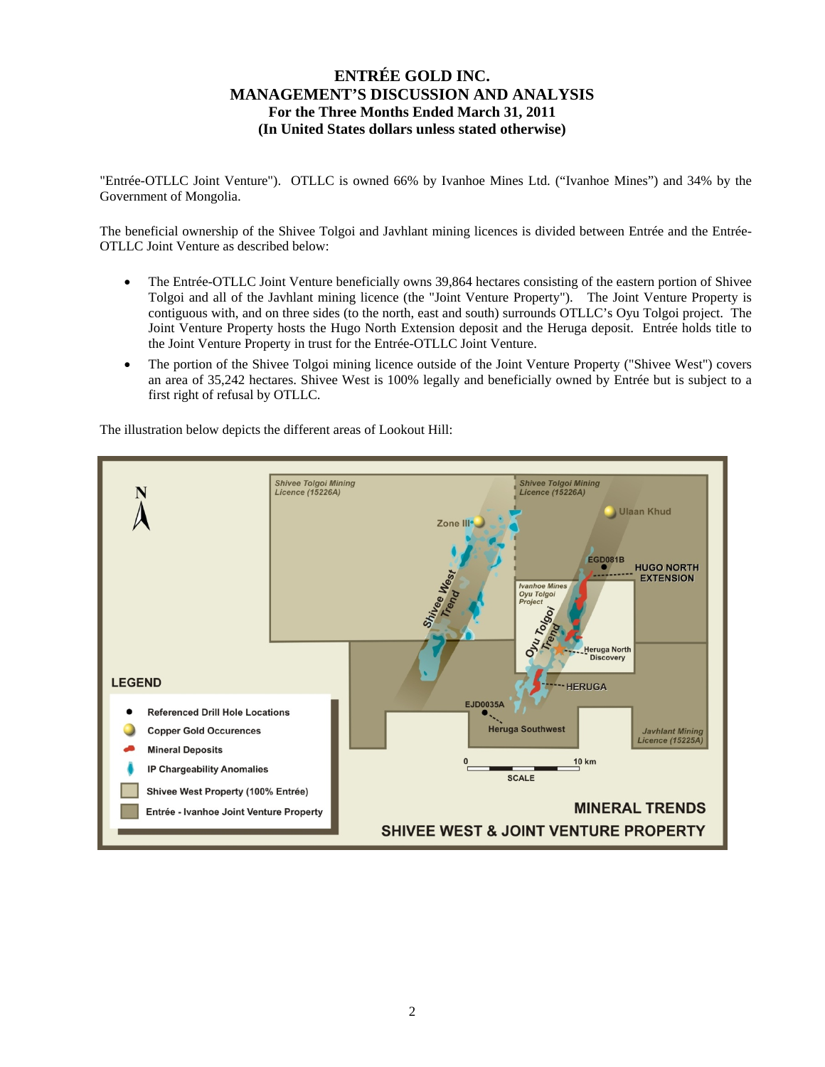"Entrée-OTLLC Joint Venture"). OTLLC is owned 66% by Ivanhoe Mines Ltd. ("Ivanhoe Mines") and 34% by the Government of Mongolia.

The beneficial ownership of the Shivee Tolgoi and Javhlant mining licences is divided between Entrée and the Entrée-OTLLC Joint Venture as described below:

- The Entrée-OTLLC Joint Venture beneficially owns 39,864 hectares consisting of the eastern portion of Shivee Tolgoi and all of the Javhlant mining licence (the "Joint Venture Property"). The Joint Venture Property is contiguous with, and on three sides (to the north, east and south) surrounds OTLLC's Oyu Tolgoi project. The Joint Venture Property hosts the Hugo North Extension deposit and the Heruga deposit. Entrée holds title to the Joint Venture Property in trust for the Entrée-OTLLC Joint Venture.
- The portion of the Shivee Tolgoi mining licence outside of the Joint Venture Property ("Shivee West") covers an area of 35,242 hectares. Shivee West is 100% legally and beneficially owned by Entrée but is subject to a first right of refusal by OTLLC.

The illustration below depicts the different areas of Lookout Hill: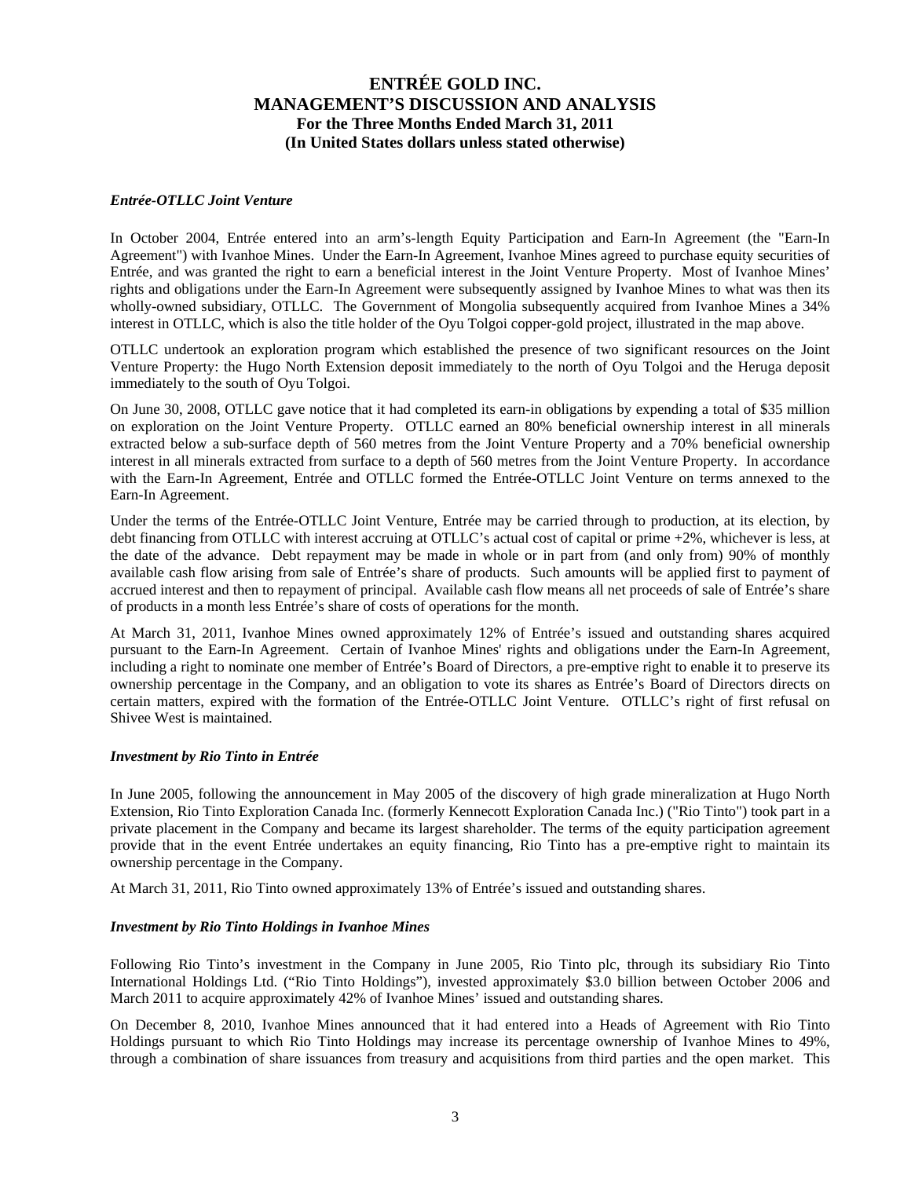### *Entrée-OTLLC Joint Venture*

In October 2004, Entrée entered into an arm's-length Equity Participation and Earn-In Agreement (the "Earn-In Agreement") with Ivanhoe Mines. Under the Earn-In Agreement, Ivanhoe Mines agreed to purchase equity securities of Entrée, and was granted the right to earn a beneficial interest in the Joint Venture Property. Most of Ivanhoe Mines' rights and obligations under the Earn-In Agreement were subsequently assigned by Ivanhoe Mines to what was then its wholly-owned subsidiary, OTLLC. The Government of Mongolia subsequently acquired from Ivanhoe Mines a 34% interest in OTLLC, which is also the title holder of the Oyu Tolgoi copper-gold project, illustrated in the map above.

OTLLC undertook an exploration program which established the presence of two significant resources on the Joint Venture Property: the Hugo North Extension deposit immediately to the north of Oyu Tolgoi and the Heruga deposit immediately to the south of Oyu Tolgoi.

On June 30, 2008, OTLLC gave notice that it had completed its earn-in obligations by expending a total of $35 million on exploration on the Joint Venture Property. OTLLC earned an 80% beneficial ownership interest in all minerals extracted below a sub-surface depth of 560 metres from the Joint Venture Property and a 70% beneficial ownership interest in all minerals extracted from surface to a depth of 560 metres from the Joint Venture Property. In accordance with the Earn-In Agreement, Entrée and OTLLC formed the Entrée-OTLLC Joint Venture on terms annexed to the Earn-In Agreement.

Under the terms of the Entrée-OTLLC Joint Venture, Entrée may be carried through to production, at its election, by debt financing from OTLLC with interest accruing at OTLLC's actual cost of capital or prime +2%, whichever is less, at the date of the advance. Debt repayment may be made in whole or in part from (and only from) 90% of monthly available cash flow arising from sale of Entrée's share of products. Such amounts will be applied first to payment of accrued interest and then to repayment of principal. Available cash flow means all net proceeds of sale of Entrée's share of products in a month less Entrée's share of costs of operations for the month.

At March 31, 2011, Ivanhoe Mines owned approximately 12% of Entrée's issued and outstanding shares acquired pursuant to the Earn-In Agreement. Certain of Ivanhoe Mines' rights and obligations under the Earn-In Agreement, including a right to nominate one member of Entrée's Board of Directors, a pre-emptive right to enable it to preserve its ownership percentage in the Company, and an obligation to vote its shares as Entrée's Board of Directors directs on certain matters, expired with the formation of the Entrée-OTLLC Joint Venture. OTLLC's right of first refusal on Shivee West is maintained.

### *Investment by Rio Tinto in Entrée*

In June 2005, following the announcement in May 2005 of the discovery of high grade mineralization at Hugo North Extension, Rio Tinto Exploration Canada Inc. (formerly Kennecott Exploration Canada Inc.) ("Rio Tinto") took part in a private placement in the Company and became its largest shareholder. The terms of the equity participation agreement provide that in the event Entrée undertakes an equity financing, Rio Tinto has a pre-emptive right to maintain its ownership percentage in the Company.

At March 31, 2011, Rio Tinto owned approximately 13% of Entrée's issued and outstanding shares.

### *Investment by Rio Tinto Holdings in Ivanhoe Mines*

Following Rio Tinto's investment in the Company in June 2005, Rio Tinto plc, through its subsidiary Rio Tinto International Holdings Ltd. ("Rio Tinto Holdings"), invested approximately $3.0 billion between October 2006 and March 2011 to acquire approximately 42% of Ivanhoe Mines' issued and outstanding shares.

On December 8, 2010, Ivanhoe Mines announced that it had entered into a Heads of Agreement with Rio Tinto Holdings pursuant to which Rio Tinto Holdings may increase its percentage ownership of Ivanhoe Mines to 49%, through a combination of share issuances from treasury and acquisitions from third parties and the open market. This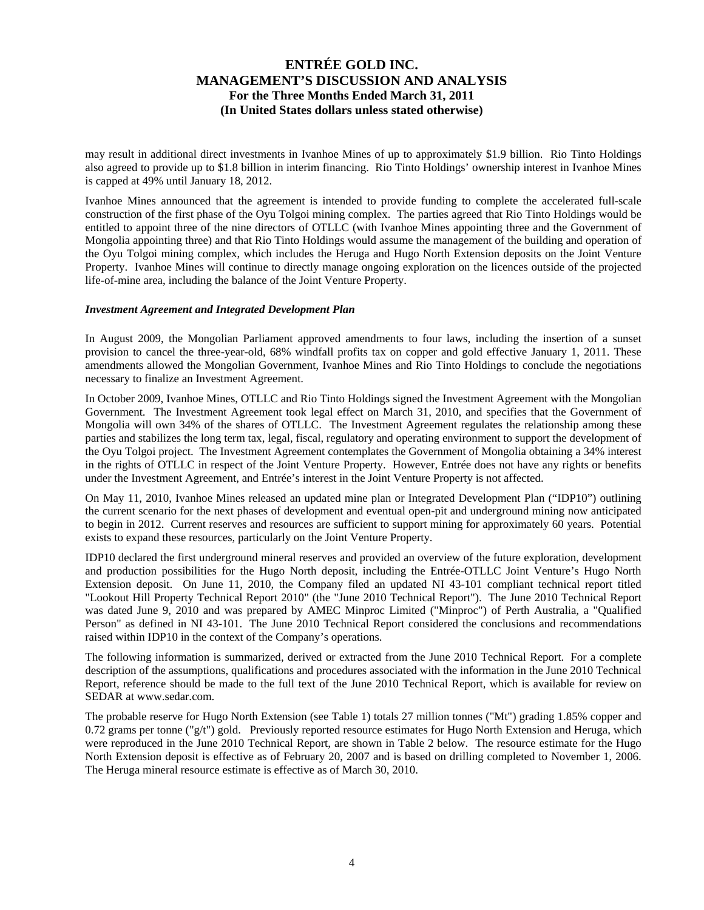may result in additional direct investments in Ivanhoe Mines of up to approximately $1.9 billion. Rio Tinto Holdings also agreed to provide up to $1.8 billion in interim financing. Rio Tinto Holdings' ownership interest in Ivanhoe Mines is capped at 49% until January 18, 2012.

Ivanhoe Mines announced that the agreement is intended to provide funding to complete the accelerated full-scale construction of the first phase of the Oyu Tolgoi mining complex. The parties agreed that Rio Tinto Holdings would be entitled to appoint three of the nine directors of OTLLC (with Ivanhoe Mines appointing three and the Government of Mongolia appointing three) and that Rio Tinto Holdings would assume the management of the building and operation of the Oyu Tolgoi mining complex, which includes the Heruga and Hugo North Extension deposits on the Joint Venture Property. Ivanhoe Mines will continue to directly manage ongoing exploration on the licences outside of the projected life-of-mine area, including the balance of the Joint Venture Property.

***Investment Agreement and Integrated Development Plan***

In August 2009, the Mongolian Parliament approved amendments to four laws, including the insertion of a sunset provision to cancel the three-year-old, 68% windfall profits tax on copper and gold effective January 1, 2011. These amendments allowed the Mongolian Government, Ivanhoe Mines and Rio Tinto Holdings to conclude the negotiations necessary to finalize an Investment Agreement.

In October 2009, Ivanhoe Mines, OTLLC and Rio Tinto Holdings signed the Investment Agreement with the Mongolian Government. The Investment Agreement took legal effect on March 31, 2010, and specifies that the Government of Mongolia will own 34% of the shares of OTLLC. The Investment Agreement regulates the relationship among these parties and stabilizes the long term tax, legal, fiscal, regulatory and operating environment to support the development of the Oyu Tolgoi project. The Investment Agreement contemplates the Government of Mongolia obtaining a 34% interest in the rights of OTLLC in respect of the Joint Venture Property. However, Entrée does not have any rights or benefits under the Investment Agreement, and Entrée's interest in the Joint Venture Property is not affected.

On May 11, 2010, Ivanhoe Mines released an updated mine plan or Integrated Development Plan ("IDP10") outlining the current scenario for the next phases of development and eventual open-pit and underground mining now anticipated to begin in 2012. Current reserves and resources are sufficient to support mining for approximately 60 years. Potential exists to expand these resources, particularly on the Joint Venture Property.

IDP10 declared the first underground mineral reserves and provided an overview of the future exploration, development and production possibilities for the Hugo North deposit, including the Entrée-OTLLC Joint Venture's Hugo North Extension deposit. On June 11, 2010, the Company filed an updated NI 43-101 compliant technical report titled "Lookout Hill Property Technical Report 2010" (the "June 2010 Technical Report"). The June 2010 Technical Report was dated June 9, 2010 and was prepared by AMEC Minproc Limited ("Minproc") of Perth Australia, a "Qualified Person" as defined in NI 43-101. The June 2010 Technical Report considered the conclusions and recommendations raised within IDP10 in the context of the Company's operations.

The following information is summarized, derived or extracted from the June 2010 Technical Report. For a complete description of the assumptions, qualifications and procedures associated with the information in the June 2010 Technical Report, reference should be made to the full text of the June 2010 Technical Report, which is available for review on SEDAR at www.sedar.com.

The probable reserve for Hugo North Extension (see Table 1) totals 27 million tonnes ("Mt") grading 1.85% copper and 0.72 grams per tonne ("g/t") gold. Previously reported resource estimates for Hugo North Extension and Heruga, which were reproduced in the June 2010 Technical Report, are shown in Table 2 below. The resource estimate for the Hugo North Extension deposit is effective as of February 20, 2007 and is based on drilling completed to November 1, 2006. The Heruga mineral resource estimate is effective as of March 30, 2010.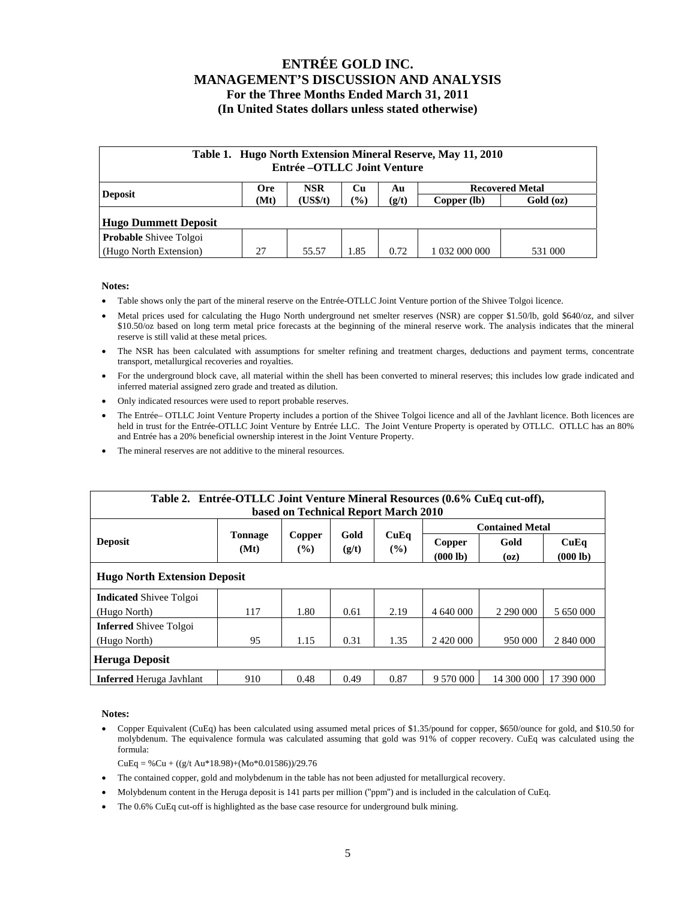# ENTRÉE GOLD INC.
# MANAGEMENT'S DISCUSSION AND ANALYSIS
### For the Three Months Ended March 31, 2011
### (In United States dollars unless stated otherwise)

**Table 1. Hugo North Extension Mineral Reserve, May 11, 2010**
**Entrée –OTLLC Joint Venture**

| Deposit | Ore (Mt) | NSR (US$/t) | Cu (%) | Au (g/t) | Recovered Metal | |
|---|---|---|---|---|---|---|
| | | | | | Copper (lb) | Gold (oz) |
| **Hugo Dummett Deposit** | | | | | | |
| **Probable** Shivee Tolgoi (Hugo North Extension) | 27 | 55.57 | 1.85 | 0.72 | 1 032 000 000 | 531 000 |

**Notes:**

- Table shows only the part of the mineral reserve on the Entrée-OTLLC Joint Venture portion of the Shivee Tolgoi licence.
- Metal prices used for calculating the Hugo North underground net smelter reserves (NSR) are copper $1.50/lb, gold $640/oz, and silver $10.50/oz based on long term metal price forecasts at the beginning of the mineral reserve work. The analysis indicates that the mineral reserve is still valid at these metal prices.
- The NSR has been calculated with assumptions for smelter refining and treatment charges, deductions and payment terms, concentrate transport, metallurgical recoveries and royalties.
- For the underground block cave, all material within the shell has been converted to mineral reserves; this includes low grade indicated and inferred material assigned zero grade and treated as dilution.
- Only indicated resources were used to report probable reserves.
- The Entrée– OTLLC Joint Venture Property includes a portion of the Shivee Tolgoi licence and all of the Javhlant licence. Both licences are held in trust for the Entrée-OTLLC Joint Venture by Entrée LLC. The Joint Venture Property is operated by OTLLC. OTLLC has an 80% and Entrée has a 20% beneficial ownership interest in the Joint Venture Property.
- The mineral reserves are not additive to the mineral resources.

**Table 2. Entrée-OTLLC Joint Venture Mineral Resources (0.6% CuEq cut-off), based on Technical Report March 2010**

| Deposit | Tonnage (Mt) | Copper (%) | Gold (g/t) | CuEq (%) | Contained Metal | | |
|---|---|---|---|---|---|---|---|
| | | | | | Copper (000 lb) | Gold (oz) | CuEq (000 lb) |
| **Hugo North Extension Deposit** | | | | | | | |
| **Indicated** Shivee Tolgoi (Hugo North) | 117 | 1.80 | 0.61 | 2.19 | 4 640 000 | 2 290 000 | 5 650 000 |
| **Inferred** Shivee Tolgoi (Hugo North) | 95 | 1.15 | 0.31 | 1.35 | 2 420 000 | 950 000 | 2 840 000 |
| **Heruga Deposit** | | | | | | | |
| **Inferred** Heruga Javhlant | 910 | 0.48 | 0.49 | 0.87 | 9 570 000 | 14 300 000 | 17 390 000 |

**Notes:**

- Copper Equivalent (CuEq) has been calculated using assumed metal prices of $1.35/pound for copper, $650/ounce for gold, and $10.50 for molybdenum. The equivalence formula was calculated assuming that gold was 91% of copper recovery. CuEq was calculated using the formula:

  CuEq = %Cu + ((g/t Au*18.98)+(Mo*0.01586))/29.76

- The contained copper, gold and molybdenum in the table has not been adjusted for metallurgical recovery.
- Molybdenum content in the Heruga deposit is 141 parts per million ("ppm") and is included in the calculation of CuEq.
- The 0.6% CuEq cut-off is highlighted as the base case resource for underground bulk mining.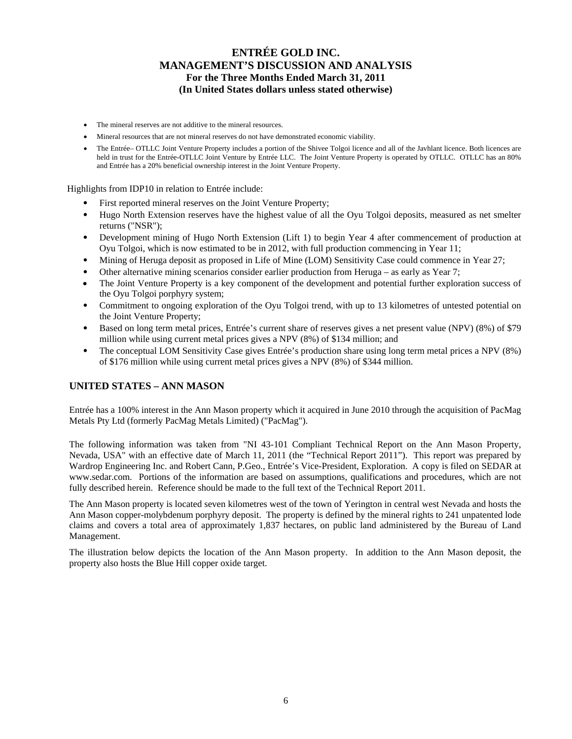- The mineral reserves are not additive to the mineral resources.
- Mineral resources that are not mineral reserves do not have demonstrated economic viability.
- The Entrée– OTLLC Joint Venture Property includes a portion of the Shivee Tolgoi licence and all of the Javhlant licence. Both licences are held in trust for the Entrée-OTLLC Joint Venture by Entrée LLC. The Joint Venture Property is operated by OTLLC. OTLLC has an 80% and Entrée has a 20% beneficial ownership interest in the Joint Venture Property.

Highlights from IDP10 in relation to Entrée include:

- First reported mineral reserves on the Joint Venture Property;
- Hugo North Extension reserves have the highest value of all the Oyu Tolgoi deposits, measured as net smelter returns ("NSR");
- Development mining of Hugo North Extension (Lift 1) to begin Year 4 after commencement of production at Oyu Tolgoi, which is now estimated to be in 2012, with full production commencing in Year 11;
- Mining of Heruga deposit as proposed in Life of Mine (LOM) Sensitivity Case could commence in Year 27;
- Other alternative mining scenarios consider earlier production from Heruga – as early as Year 7;
- The Joint Venture Property is a key component of the development and potential further exploration success of the Oyu Tolgoi porphyry system;
- Commitment to ongoing exploration of the Oyu Tolgoi trend, with up to 13 kilometres of untested potential on the Joint Venture Property;
- Based on long term metal prices, Entrée's current share of reserves gives a net present value (NPV) (8%) of $79 million while using current metal prices gives a NPV (8%) of $134 million; and
- The conceptual LOM Sensitivity Case gives Entrée's production share using long term metal prices a NPV (8%) of $176 million while using current metal prices gives a NPV (8%) of $344 million.

## UNITED STATES – ANN MASON

Entrée has a 100% interest in the Ann Mason property which it acquired in June 2010 through the acquisition of PacMag Metals Pty Ltd (formerly PacMag Metals Limited) ("PacMag").

The following information was taken from "NI 43-101 Compliant Technical Report on the Ann Mason Property, Nevada, USA" with an effective date of March 11, 2011 (the "Technical Report 2011"). This report was prepared by Wardrop Engineering Inc. and Robert Cann, P.Geo., Entrée's Vice-President, Exploration. A copy is filed on SEDAR at www.sedar.com. Portions of the information are based on assumptions, qualifications and procedures, which are not fully described herein. Reference should be made to the full text of the Technical Report 2011.

The Ann Mason property is located seven kilometres west of the town of Yerington in central west Nevada and hosts the Ann Mason copper-molybdenum porphyry deposit. The property is defined by the mineral rights to 241 unpatented lode claims and covers a total area of approximately 1,837 hectares, on public land administered by the Bureau of Land Management.

The illustration below depicts the location of the Ann Mason property. In addition to the Ann Mason deposit, the property also hosts the Blue Hill copper oxide target.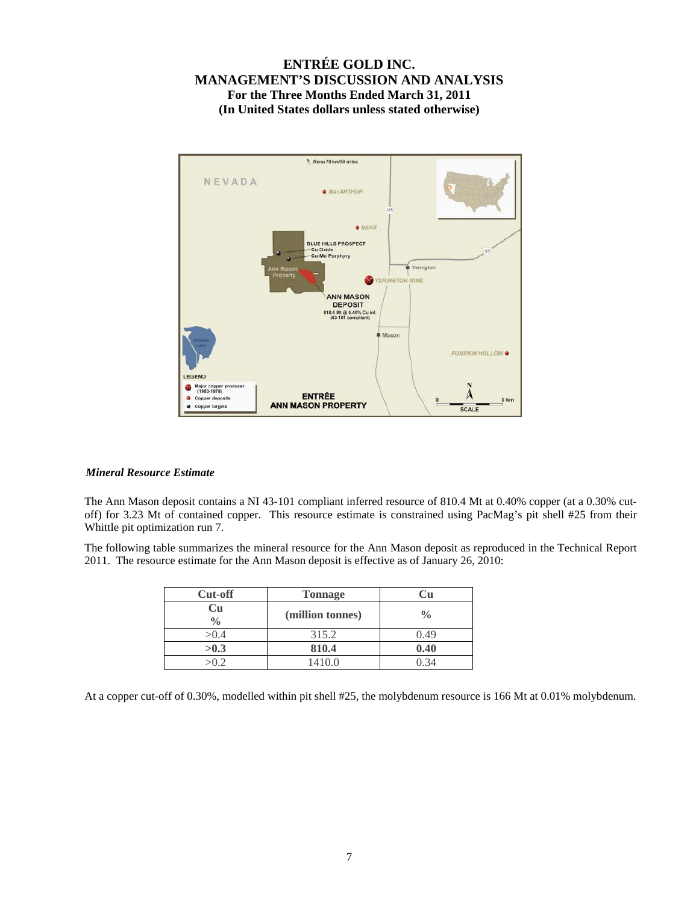### *Mineral Resource Estimate*

The Ann Mason deposit contains a NI 43-101 compliant inferred resource of 810.4 Mt at 0.40% copper (at a 0.30% cut-off) for 3.23 Mt of contained copper. This resource estimate is constrained using PacMag's pit shell #25 from their Whittle pit optimization run 7.

The following table summarizes the mineral resource for the Ann Mason deposit as reproduced in the Technical Report 2011. The resource estimate for the Ann Mason deposit is effective as of January 26, 2010:

| Cut-off | Tonnage | Cu |
|---|---|---|
| **Cu %** | **(million tonnes)** | **%** |
| >0.4 | 315.2 | 0.49 |
| **>0.3** | **810.4** | **0.40** |
| >0.2 | 1410.0 | 0.34 |

At a copper cut-off of 0.30%, modelled within pit shell #25, the molybdenum resource is 166 Mt at 0.01% molybdenum.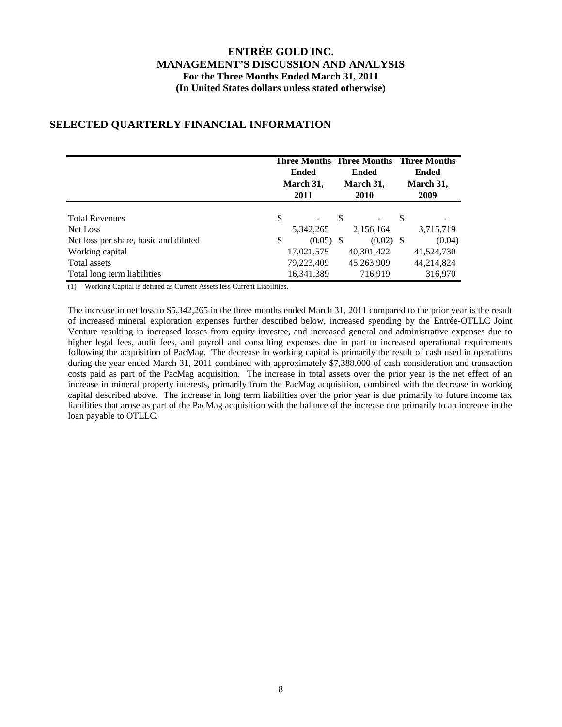# ENTRÉE GOLD INC.
## MANAGEMENT'S DISCUSSION AND ANALYSIS
### For the Three Months Ended March 31, 2011
### (In United States dollars unless stated otherwise)

## SELECTED QUARTERLY FINANCIAL INFORMATION

| | Three Months Ended March 31, 2011 | Three Months Ended March 31, 2010 | Three Months Ended March 31, 2009 |
|---|---|---|---|
| Total Revenues | $ - | $ - | $ - |
| Net Loss | 5,342,265 | 2,156,164 | 3,715,719 |
| Net loss per share, basic and diluted | $ (0.05) | $ (0.02) | $ (0.04) |
| Working capital | 17,021,575 | 40,301,422 | 41,524,730 |
| Total assets | 79,223,409 | 45,263,909 | 44,214,824 |
| Total long term liabilities | 16,341,389 | 716,919 | 316,970 |

(1) Working Capital is defined as Current Assets less Current Liabilities.

The increase in net loss to $5,342,265 in the three months ended March 31, 2011 compared to the prior year is the result of increased mineral exploration expenses further described below, increased spending by the Entrée-OTLLC Joint Venture resulting in increased losses from equity investee, and increased general and administrative expenses due to higher legal fees, audit fees, and payroll and consulting expenses due in part to increased operational requirements following the acquisition of PacMag. The decrease in working capital is primarily the result of cash used in operations during the year ended March 31, 2011 combined with approximately $7,388,000 of cash consideration and transaction costs paid as part of the PacMag acquisition. The increase in total assets over the prior year is the net effect of an increase in mineral property interests, primarily from the PacMag acquisition, combined with the decrease in working capital described above. The increase in long term liabilities over the prior year is due primarily to future income tax liabilities that arose as part of the PacMag acquisition with the balance of the increase due primarily to an increase in the loan payable to OTLLC.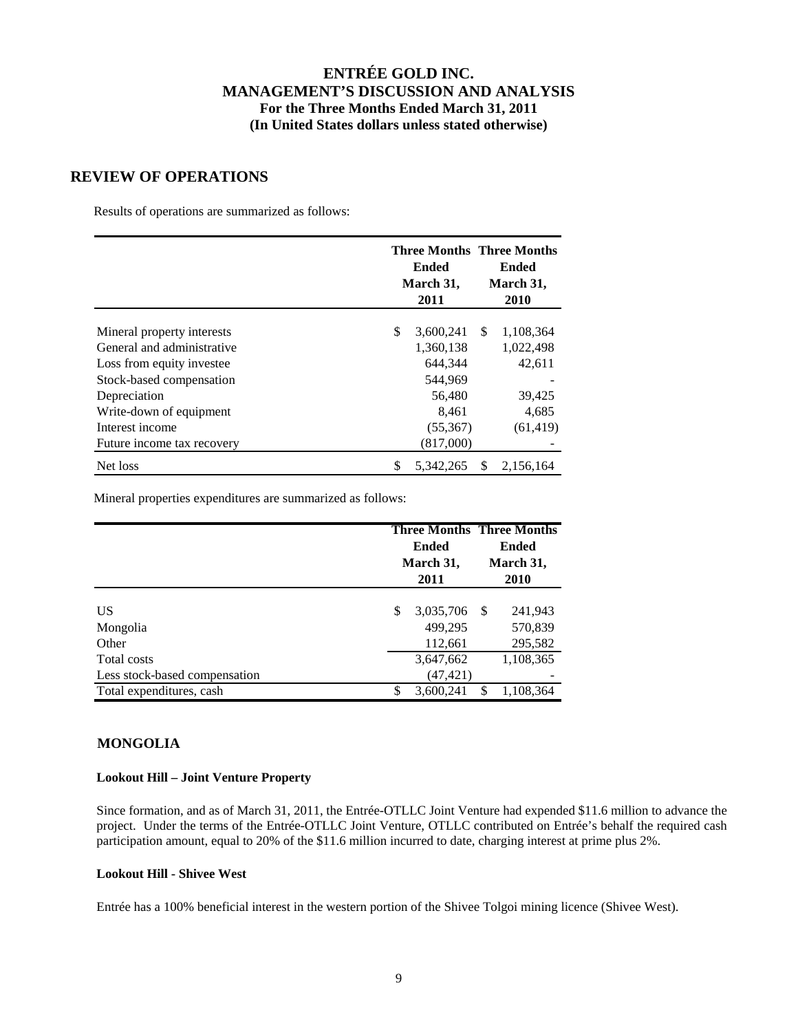# ENTRÉE GOLD INC.
# MANAGEMENT'S DISCUSSION AND ANALYSIS
### For the Three Months Ended March 31, 2011
### (In United States dollars unless stated otherwise)

## REVIEW OF OPERATIONS

Results of operations are summarized as follows:

| | Three Months Ended March 31, 2011 | Three Months Ended March 31, 2010 |
|---|---|---|
| Mineral property interests | $ 3,600,241 | $ 1,108,364 |
| General and administrative | 1,360,138 | 1,022,498 |
| Loss from equity investee | 644,344 | 42,611 |
| Stock-based compensation | 544,969 | - |
| Depreciation | 56,480 | 39,425 |
| Write-down of equipment | 8,461 | 4,685 |
| Interest income | (55,367) | (61,419) |
| Future income tax recovery | (817,000) | - |
| Net loss | $ 5,342,265 | $ 2,156,164 |

Mineral properties expenditures are summarized as follows:

| | Three Months Ended March 31, 2011 | Three Months Ended March 31, 2010 |
|---|---|---|
| US | $ 3,035,706 | $ 241,943 |
| Mongolia | 499,295 | 570,839 |
| Other | 112,661 | 295,582 |
| Total costs | 3,647,662 | 1,108,365 |
| Less stock-based compensation | (47,421) | - |
| Total expenditures, cash | $ 3,600,241 | $ 1,108,364 |

## MONGOLIA

### Lookout Hill – Joint Venture Property

Since formation, and as of March 31, 2011, the Entrée-OTLLC Joint Venture had expended $11.6 million to advance the project. Under the terms of the Entrée-OTLLC Joint Venture, OTLLC contributed on Entrée's behalf the required cash participation amount, equal to 20% of the $11.6 million incurred to date, charging interest at prime plus 2%.

### Lookout Hill - Shivee West

Entrée has a 100% beneficial interest in the western portion of the Shivee Tolgoi mining licence (Shivee West).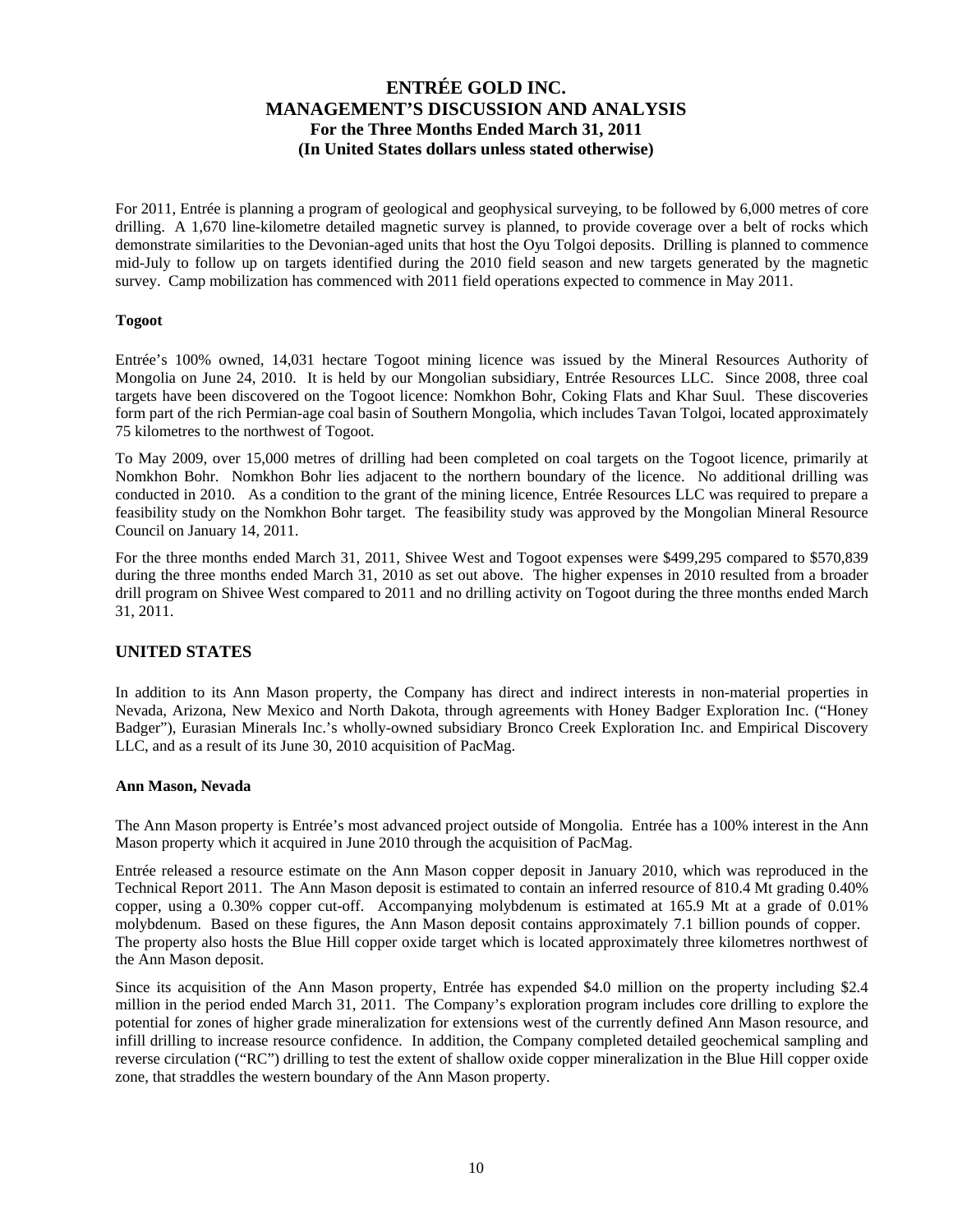For 2011, Entrée is planning a program of geological and geophysical surveying, to be followed by 6,000 metres of core drilling. A 1,670 line-kilometre detailed magnetic survey is planned, to provide coverage over a belt of rocks which demonstrate similarities to the Devonian-aged units that host the Oyu Tolgoi deposits. Drilling is planned to commence mid-July to follow up on targets identified during the 2010 field season and new targets generated by the magnetic survey. Camp mobilization has commenced with 2011 field operations expected to commence in May 2011.

**Togoot**

Entrée's 100% owned, 14,031 hectare Togoot mining licence was issued by the Mineral Resources Authority of Mongolia on June 24, 2010. It is held by our Mongolian subsidiary, Entrée Resources LLC. Since 2008, three coal targets have been discovered on the Togoot licence: Nomkhon Bohr, Coking Flats and Khar Suul. These discoveries form part of the rich Permian-age coal basin of Southern Mongolia, which includes Tavan Tolgoi, located approximately 75 kilometres to the northwest of Togoot.

To May 2009, over 15,000 metres of drilling had been completed on coal targets on the Togoot licence, primarily at Nomkhon Bohr. Nomkhon Bohr lies adjacent to the northern boundary of the licence. No additional drilling was conducted in 2010. As a condition to the grant of the mining licence, Entrée Resources LLC was required to prepare a feasibility study on the Nomkhon Bohr target. The feasibility study was approved by the Mongolian Mineral Resource Council on January 14, 2011.

For the three months ended March 31, 2011, Shivee West and Togoot expenses were $499,295 compared to $570,839 during the three months ended March 31, 2010 as set out above. The higher expenses in 2010 resulted from a broader drill program on Shivee West compared to 2011 and no drilling activity on Togoot during the three months ended March 31, 2011.

## UNITED STATES

In addition to its Ann Mason property, the Company has direct and indirect interests in non-material properties in Nevada, Arizona, New Mexico and North Dakota, through agreements with Honey Badger Exploration Inc. ("Honey Badger"), Eurasian Minerals Inc.'s wholly-owned subsidiary Bronco Creek Exploration Inc. and Empirical Discovery LLC, and as a result of its June 30, 2010 acquisition of PacMag.

**Ann Mason, Nevada**

The Ann Mason property is Entrée's most advanced project outside of Mongolia. Entrée has a 100% interest in the Ann Mason property which it acquired in June 2010 through the acquisition of PacMag.

Entrée released a resource estimate on the Ann Mason copper deposit in January 2010, which was reproduced in the Technical Report 2011. The Ann Mason deposit is estimated to contain an inferred resource of 810.4 Mt grading 0.40% copper, using a 0.30% copper cut-off. Accompanying molybdenum is estimated at 165.9 Mt at a grade of 0.01% molybdenum. Based on these figures, the Ann Mason deposit contains approximately 7.1 billion pounds of copper. The property also hosts the Blue Hill copper oxide target which is located approximately three kilometres northwest of the Ann Mason deposit.

Since its acquisition of the Ann Mason property, Entrée has expended $4.0 million on the property including $2.4 million in the period ended March 31, 2011. The Company's exploration program includes core drilling to explore the potential for zones of higher grade mineralization for extensions west of the currently defined Ann Mason resource, and infill drilling to increase resource confidence. In addition, the Company completed detailed geochemical sampling and reverse circulation ("RC") drilling to test the extent of shallow oxide copper mineralization in the Blue Hill copper oxide zone, that straddles the western boundary of the Ann Mason property.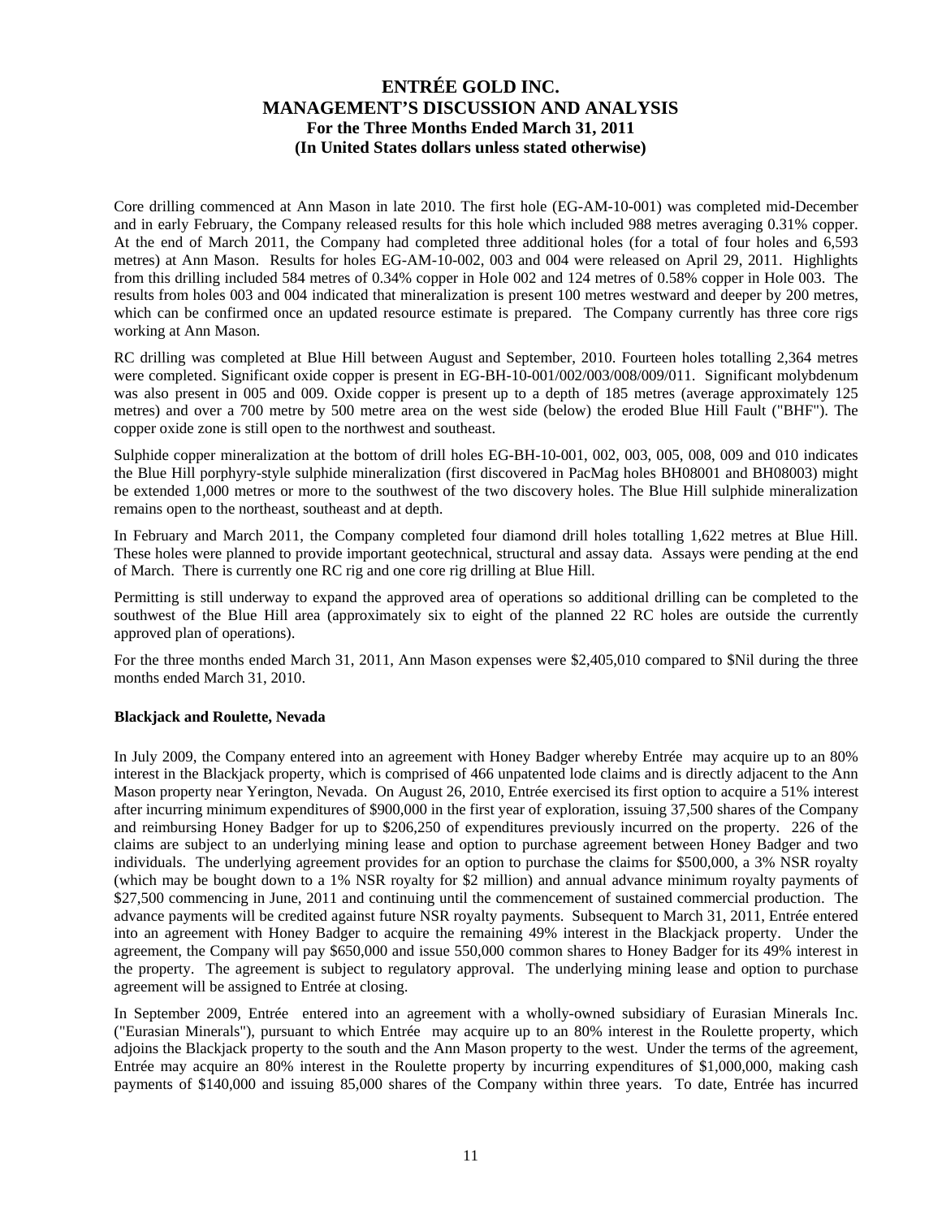Core drilling commenced at Ann Mason in late 2010. The first hole (EG-AM-10-001) was completed mid-December and in early February, the Company released results for this hole which included 988 metres averaging 0.31% copper. At the end of March 2011, the Company had completed three additional holes (for a total of four holes and 6,593 metres) at Ann Mason. Results for holes EG-AM-10-002, 003 and 004 were released on April 29, 2011. Highlights from this drilling included 584 metres of 0.34% copper in Hole 002 and 124 metres of 0.58% copper in Hole 003. The results from holes 003 and 004 indicated that mineralization is present 100 metres westward and deeper by 200 metres, which can be confirmed once an updated resource estimate is prepared. The Company currently has three core rigs working at Ann Mason.

RC drilling was completed at Blue Hill between August and September, 2010. Fourteen holes totalling 2,364 metres were completed. Significant oxide copper is present in EG-BH-10-001/002/003/008/009/011. Significant molybdenum was also present in 005 and 009. Oxide copper is present up to a depth of 185 metres (average approximately 125 metres) and over a 700 metre by 500 metre area on the west side (below) the eroded Blue Hill Fault ("BHF"). The copper oxide zone is still open to the northwest and southeast.

Sulphide copper mineralization at the bottom of drill holes EG-BH-10-001, 002, 003, 005, 008, 009 and 010 indicates the Blue Hill porphyry-style sulphide mineralization (first discovered in PacMag holes BH08001 and BH08003) might be extended 1,000 metres or more to the southwest of the two discovery holes. The Blue Hill sulphide mineralization remains open to the northeast, southeast and at depth.

In February and March 2011, the Company completed four diamond drill holes totalling 1,622 metres at Blue Hill. These holes were planned to provide important geotechnical, structural and assay data. Assays were pending at the end of March. There is currently one RC rig and one core rig drilling at Blue Hill.

Permitting is still underway to expand the approved area of operations so additional drilling can be completed to the southwest of the Blue Hill area (approximately six to eight of the planned 22 RC holes are outside the currently approved plan of operations).

For the three months ended March 31, 2011, Ann Mason expenses were $2,405,010 compared to $Nil during the three months ended March 31, 2010.

**Blackjack and Roulette, Nevada**

In July 2009, the Company entered into an agreement with Honey Badger whereby Entrée may acquire up to an 80% interest in the Blackjack property, which is comprised of 466 unpatented lode claims and is directly adjacent to the Ann Mason property near Yerington, Nevada. On August 26, 2010, Entrée exercised its first option to acquire a 51% interest after incurring minimum expenditures of $900,000 in the first year of exploration, issuing 37,500 shares of the Company and reimbursing Honey Badger for up to $206,250 of expenditures previously incurred on the property. 226 of the claims are subject to an underlying mining lease and option to purchase agreement between Honey Badger and two individuals. The underlying agreement provides for an option to purchase the claims for $500,000, a 3% NSR royalty (which may be bought down to a 1% NSR royalty for $2 million) and annual advance minimum royalty payments of $27,500 commencing in June, 2011 and continuing until the commencement of sustained commercial production. The advance payments will be credited against future NSR royalty payments. Subsequent to March 31, 2011, Entrée entered into an agreement with Honey Badger to acquire the remaining 49% interest in the Blackjack property. Under the agreement, the Company will pay $650,000 and issue 550,000 common shares to Honey Badger for its 49% interest in the property. The agreement is subject to regulatory approval. The underlying mining lease and option to purchase agreement will be assigned to Entrée at closing.

In September 2009, Entrée entered into an agreement with a wholly-owned subsidiary of Eurasian Minerals Inc. ("Eurasian Minerals"), pursuant to which Entrée may acquire up to an 80% interest in the Roulette property, which adjoins the Blackjack property to the south and the Ann Mason property to the west. Under the terms of the agreement, Entrée may acquire an 80% interest in the Roulette property by incurring expenditures of $1,000,000, making cash payments of $140,000 and issuing 85,000 shares of the Company within three years. To date, Entrée has incurred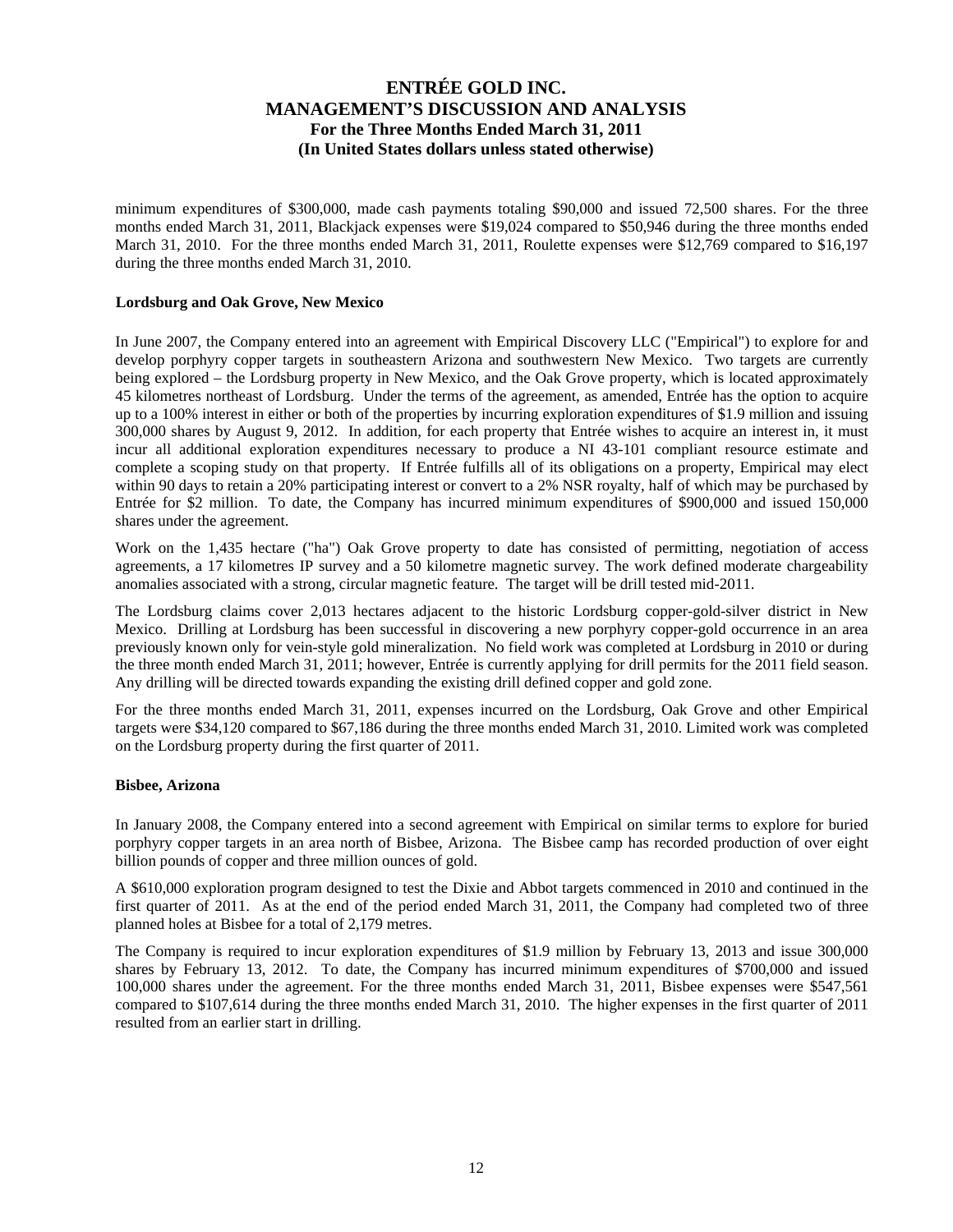minimum expenditures of \$300,000, made cash payments totaling \$90,000 and issued 72,500 shares. For the three months ended March 31, 2011, Blackjack expenses were \$19,024 compared to \$50,946 during the three months ended March 31, 2010. For the three months ended March 31, 2011, Roulette expenses were \$12,769 compared to \$16,197 during the three months ended March 31, 2010.

**Lordsburg and Oak Grove, New Mexico**

In June 2007, the Company entered into an agreement with Empirical Discovery LLC ("Empirical") to explore for and develop porphyry copper targets in southeastern Arizona and southwestern New Mexico. Two targets are currently being explored – the Lordsburg property in New Mexico, and the Oak Grove property, which is located approximately 45 kilometres northeast of Lordsburg. Under the terms of the agreement, as amended, Entrée has the option to acquire up to a 100% interest in either or both of the properties by incurring exploration expenditures of \$1.9 million and issuing 300,000 shares by August 9, 2012. In addition, for each property that Entrée wishes to acquire an interest in, it must incur all additional exploration expenditures necessary to produce a NI 43-101 compliant resource estimate and complete a scoping study on that property. If Entrée fulfills all of its obligations on a property, Empirical may elect within 90 days to retain a 20% participating interest or convert to a 2% NSR royalty, half of which may be purchased by Entrée for \$2 million. To date, the Company has incurred minimum expenditures of \$900,000 and issued 150,000 shares under the agreement.

Work on the 1,435 hectare ("ha") Oak Grove property to date has consisted of permitting, negotiation of access agreements, a 17 kilometres IP survey and a 50 kilometre magnetic survey. The work defined moderate chargeability anomalies associated with a strong, circular magnetic feature. The target will be drill tested mid-2011.

The Lordsburg claims cover 2,013 hectares adjacent to the historic Lordsburg copper-gold-silver district in New Mexico. Drilling at Lordsburg has been successful in discovering a new porphyry copper-gold occurrence in an area previously known only for vein-style gold mineralization. No field work was completed at Lordsburg in 2010 or during the three month ended March 31, 2011; however, Entrée is currently applying for drill permits for the 2011 field season. Any drilling will be directed towards expanding the existing drill defined copper and gold zone.

For the three months ended March 31, 2011, expenses incurred on the Lordsburg, Oak Grove and other Empirical targets were \$34,120 compared to \$67,186 during the three months ended March 31, 2010. Limited work was completed on the Lordsburg property during the first quarter of 2011.

**Bisbee, Arizona**

In January 2008, the Company entered into a second agreement with Empirical on similar terms to explore for buried porphyry copper targets in an area north of Bisbee, Arizona. The Bisbee camp has recorded production of over eight billion pounds of copper and three million ounces of gold.

A \$610,000 exploration program designed to test the Dixie and Abbot targets commenced in 2010 and continued in the first quarter of 2011. As at the end of the period ended March 31, 2011, the Company had completed two of three planned holes at Bisbee for a total of 2,179 metres.

The Company is required to incur exploration expenditures of \$1.9 million by February 13, 2013 and issue 300,000 shares by February 13, 2012. To date, the Company has incurred minimum expenditures of \$700,000 and issued 100,000 shares under the agreement. For the three months ended March 31, 2011, Bisbee expenses were \$547,561 compared to \$107,614 during the three months ended March 31, 2010. The higher expenses in the first quarter of 2011 resulted from an earlier start in drilling.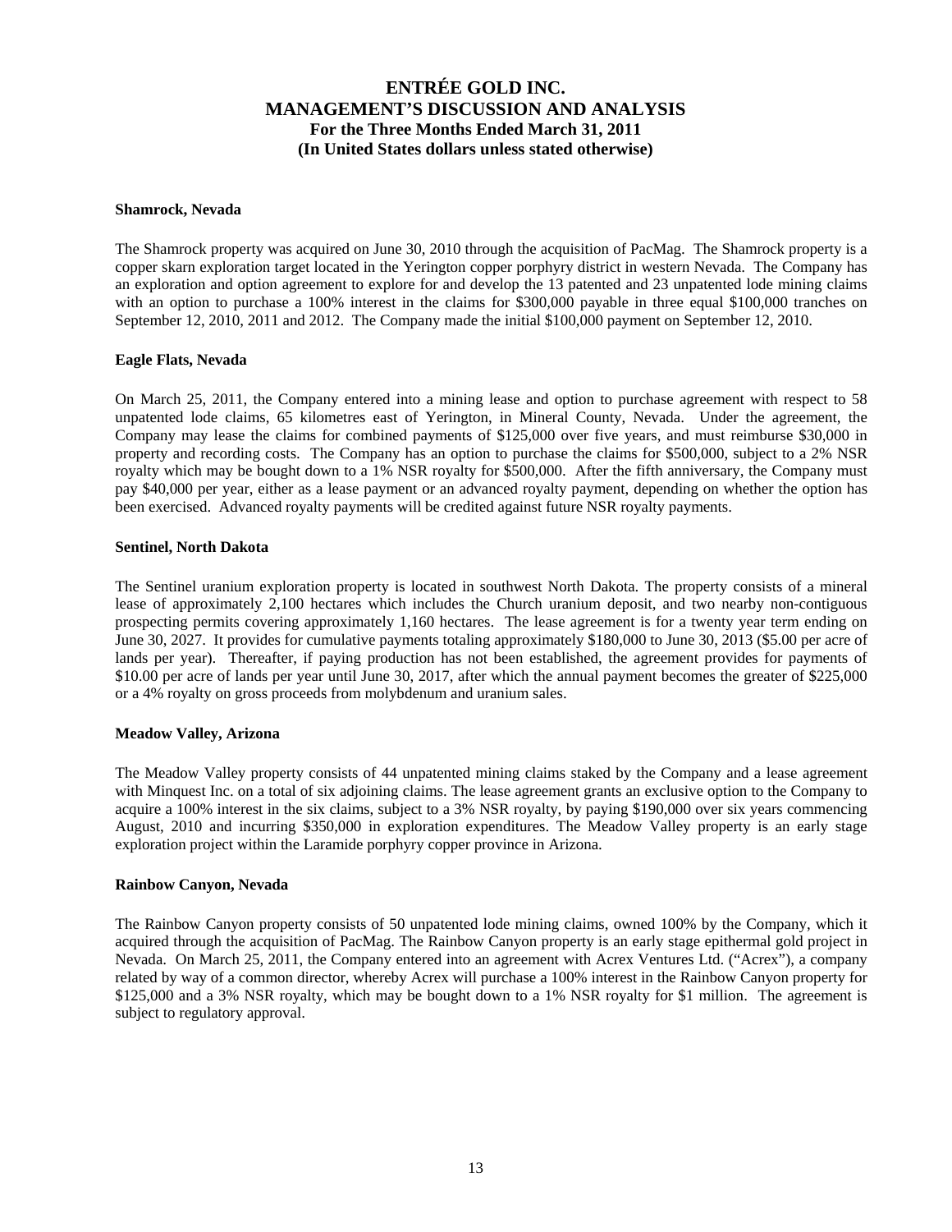### Shamrock, Nevada

The Shamrock property was acquired on June 30, 2010 through the acquisition of PacMag. The Shamrock property is a copper skarn exploration target located in the Yerington copper porphyry district in western Nevada. The Company has an exploration and option agreement to explore for and develop the 13 patented and 23 unpatented lode mining claims with an option to purchase a 100% interest in the claims for $300,000 payable in three equal $100,000 tranches on September 12, 2010, 2011 and 2012. The Company made the initial $100,000 payment on September 12, 2010.

### Eagle Flats, Nevada

On March 25, 2011, the Company entered into a mining lease and option to purchase agreement with respect to 58 unpatented lode claims, 65 kilometres east of Yerington, in Mineral County, Nevada. Under the agreement, the Company may lease the claims for combined payments of $125,000 over five years, and must reimburse $30,000 in property and recording costs. The Company has an option to purchase the claims for $500,000, subject to a 2% NSR royalty which may be bought down to a 1% NSR royalty for $500,000. After the fifth anniversary, the Company must pay $40,000 per year, either as a lease payment or an advanced royalty payment, depending on whether the option has been exercised. Advanced royalty payments will be credited against future NSR royalty payments.

### Sentinel, North Dakota

The Sentinel uranium exploration property is located in southwest North Dakota. The property consists of a mineral lease of approximately 2,100 hectares which includes the Church uranium deposit, and two nearby non-contiguous prospecting permits covering approximately 1,160 hectares. The lease agreement is for a twenty year term ending on June 30, 2027. It provides for cumulative payments totaling approximately $180,000 to June 30, 2013 ($5.00 per acre of lands per year). Thereafter, if paying production has not been established, the agreement provides for payments of $10.00 per acre of lands per year until June 30, 2017, after which the annual payment becomes the greater of $225,000 or a 4% royalty on gross proceeds from molybdenum and uranium sales.

### Meadow Valley, Arizona

The Meadow Valley property consists of 44 unpatented mining claims staked by the Company and a lease agreement with Minquest Inc. on a total of six adjoining claims. The lease agreement grants an exclusive option to the Company to acquire a 100% interest in the six claims, subject to a 3% NSR royalty, by paying $190,000 over six years commencing August, 2010 and incurring $350,000 in exploration expenditures. The Meadow Valley property is an early stage exploration project within the Laramide porphyry copper province in Arizona.

### Rainbow Canyon, Nevada

The Rainbow Canyon property consists of 50 unpatented lode mining claims, owned 100% by the Company, which it acquired through the acquisition of PacMag. The Rainbow Canyon property is an early stage epithermal gold project in Nevada. On March 25, 2011, the Company entered into an agreement with Acrex Ventures Ltd. ("Acrex"), a company related by way of a common director, whereby Acrex will purchase a 100% interest in the Rainbow Canyon property for $125,000 and a 3% NSR royalty, which may be bought down to a 1% NSR royalty for $1 million. The agreement is subject to regulatory approval.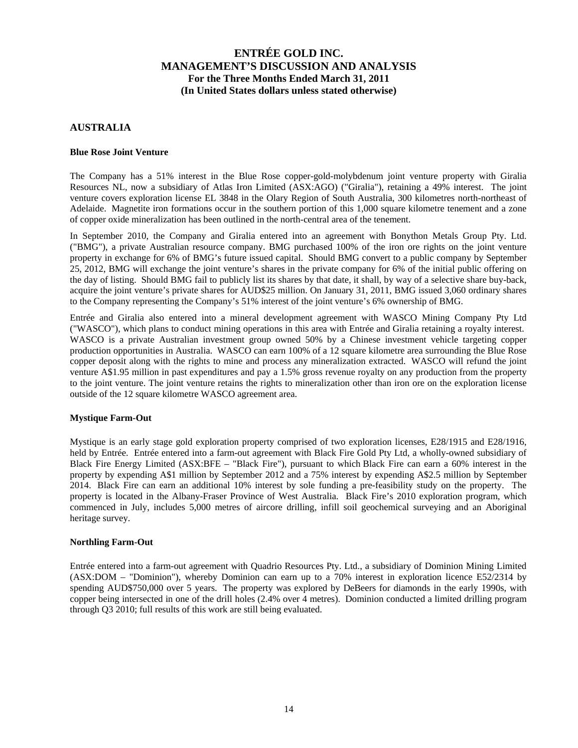## AUSTRALIA

### Blue Rose Joint Venture

The Company has a 51% interest in the Blue Rose copper-gold-molybdenum joint venture property with Giralia Resources NL, now a subsidiary of Atlas Iron Limited (ASX:AGO) ("Giralia"), retaining a 49% interest. The joint venture covers exploration license EL 3848 in the Olary Region of South Australia, 300 kilometres north-northeast of Adelaide. Magnetite iron formations occur in the southern portion of this 1,000 square kilometre tenement and a zone of copper oxide mineralization has been outlined in the north-central area of the tenement.

In September 2010, the Company and Giralia entered into an agreement with Bonython Metals Group Pty. Ltd. ("BMG"), a private Australian resource company. BMG purchased 100% of the iron ore rights on the joint venture property in exchange for 6% of BMG's future issued capital. Should BMG convert to a public company by September 25, 2012, BMG will exchange the joint venture's shares in the private company for 6% of the initial public offering on the day of listing. Should BMG fail to publicly list its shares by that date, it shall, by way of a selective share buy-back, acquire the joint venture's private shares for AUD$25 million. On January 31, 2011, BMG issued 3,060 ordinary shares to the Company representing the Company's 51% interest of the joint venture's 6% ownership of BMG.

Entrée and Giralia also entered into a mineral development agreement with WASCO Mining Company Pty Ltd ("WASCO"), which plans to conduct mining operations in this area with Entrée and Giralia retaining a royalty interest. WASCO is a private Australian investment group owned 50% by a Chinese investment vehicle targeting copper production opportunities in Australia. WASCO can earn 100% of a 12 square kilometre area surrounding the Blue Rose copper deposit along with the rights to mine and process any mineralization extracted. WASCO will refund the joint venture A$1.95 million in past expenditures and pay a 1.5% gross revenue royalty on any production from the property to the joint venture. The joint venture retains the rights to mineralization other than iron ore on the exploration license outside of the 12 square kilometre WASCO agreement area.

### Mystique Farm-Out

Mystique is an early stage gold exploration property comprised of two exploration licenses, E28/1915 and E28/1916, held by Entrée. Entrée entered into a farm-out agreement with Black Fire Gold Pty Ltd, a wholly-owned subsidiary of Black Fire Energy Limited (ASX:BFE – "Black Fire"), pursuant to which Black Fire can earn a 60% interest in the property by expending A$1 million by September 2012 and a 75% interest by expending A$2.5 million by September 2014. Black Fire can earn an additional 10% interest by sole funding a pre-feasibility study on the property. The property is located in the Albany-Fraser Province of West Australia. Black Fire's 2010 exploration program, which commenced in July, includes 5,000 metres of aircore drilling, infill soil geochemical surveying and an Aboriginal heritage survey.

### Northling Farm-Out

Entrée entered into a farm-out agreement with Quadrio Resources Pty. Ltd., a subsidiary of Dominion Mining Limited (ASX:DOM – "Dominion"), whereby Dominion can earn up to a 70% interest in exploration licence E52/2314 by spending AUD$750,000 over 5 years. The property was explored by DeBeers for diamonds in the early 1990s, with copper being intersected in one of the drill holes (2.4% over 4 metres). Dominion conducted a limited drilling program through Q3 2010; full results of this work are still being evaluated.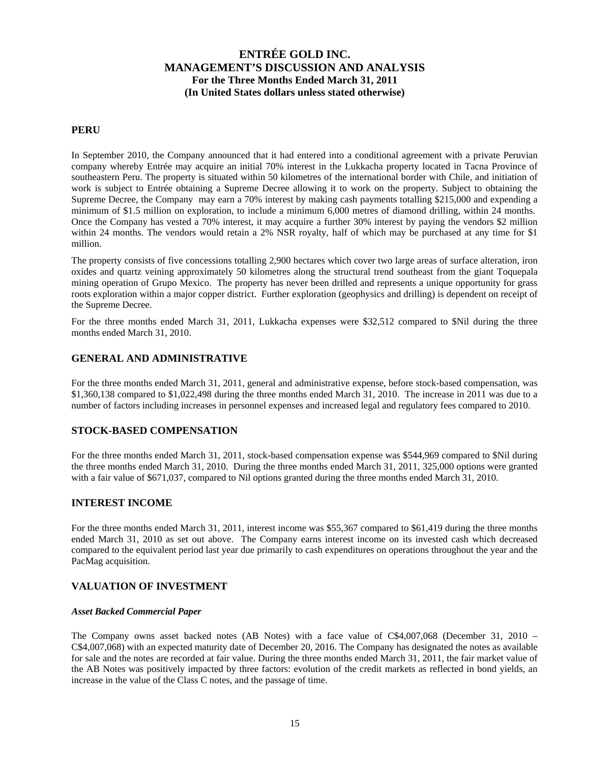## PERU

In September 2010, the Company announced that it had entered into a conditional agreement with a private Peruvian company whereby Entrée may acquire an initial 70% interest in the Lukkacha property located in Tacna Province of southeastern Peru. The property is situated within 50 kilometres of the international border with Chile, and initiation of work is subject to Entrée obtaining a Supreme Decree allowing it to work on the property. Subject to obtaining the Supreme Decree, the Company may earn a 70% interest by making cash payments totalling $215,000 and expending a minimum of $1.5 million on exploration, to include a minimum 6,000 metres of diamond drilling, within 24 months. Once the Company has vested a 70% interest, it may acquire a further 30% interest by paying the vendors $2 million within 24 months. The vendors would retain a 2% NSR royalty, half of which may be purchased at any time for $1 million.

The property consists of five concessions totalling 2,900 hectares which cover two large areas of surface alteration, iron oxides and quartz veining approximately 50 kilometres along the structural trend southeast from the giant Toquepala mining operation of Grupo Mexico. The property has never been drilled and represents a unique opportunity for grass roots exploration within a major copper district. Further exploration (geophysics and drilling) is dependent on receipt of the Supreme Decree.

For the three months ended March 31, 2011, Lukkacha expenses were $32,512 compared to $Nil during the three months ended March 31, 2010.

## GENERAL AND ADMINISTRATIVE

For the three months ended March 31, 2011, general and administrative expense, before stock-based compensation, was $1,360,138 compared to $1,022,498 during the three months ended March 31, 2010. The increase in 2011 was due to a number of factors including increases in personnel expenses and increased legal and regulatory fees compared to 2010.

## STOCK-BASED COMPENSATION

For the three months ended March 31, 2011, stock-based compensation expense was $544,969 compared to $Nil during the three months ended March 31, 2010. During the three months ended March 31, 2011, 325,000 options were granted with a fair value of $671,037, compared to Nil options granted during the three months ended March 31, 2010.

## INTEREST INCOME

For the three months ended March 31, 2011, interest income was $55,367 compared to $61,419 during the three months ended March 31, 2010 as set out above. The Company earns interest income on its invested cash which decreased compared to the equivalent period last year due primarily to cash expenditures on operations throughout the year and the PacMag acquisition.

## VALUATION OF INVESTMENT

### *Asset Backed Commercial Paper*

The Company owns asset backed notes (AB Notes) with a face value of C$4,007,068 (December 31, 2010 – C$4,007,068) with an expected maturity date of December 20, 2016. The Company has designated the notes as available for sale and the notes are recorded at fair value. During the three months ended March 31, 2011, the fair market value of the AB Notes was positively impacted by three factors: evolution of the credit markets as reflected in bond yields, an increase in the value of the Class C notes, and the passage of time.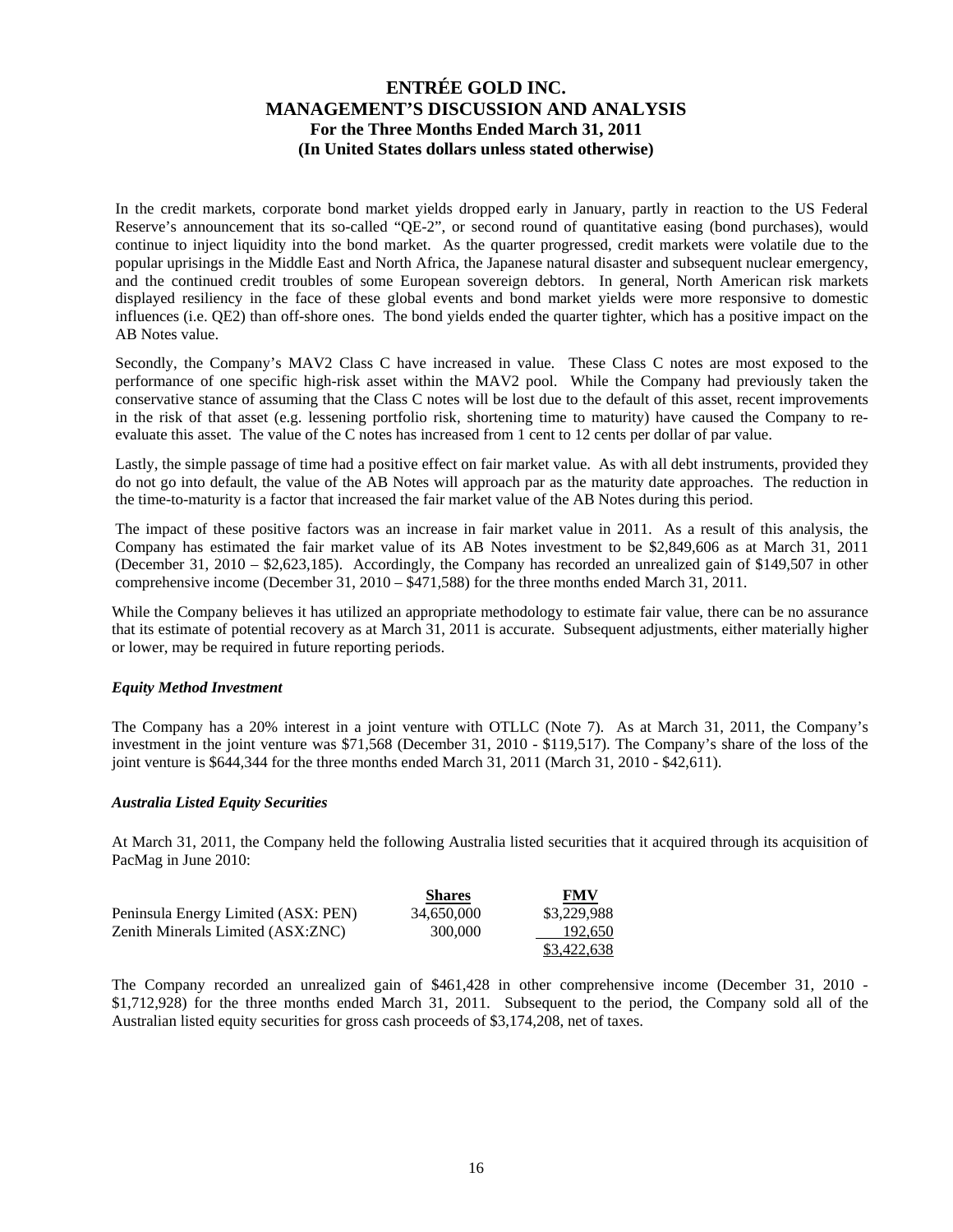In the credit markets, corporate bond market yields dropped early in January, partly in reaction to the US Federal Reserve's announcement that its so-called "QE-2", or second round of quantitative easing (bond purchases), would continue to inject liquidity into the bond market. As the quarter progressed, credit markets were volatile due to the popular uprisings in the Middle East and North Africa, the Japanese natural disaster and subsequent nuclear emergency, and the continued credit troubles of some European sovereign debtors. In general, North American risk markets displayed resiliency in the face of these global events and bond market yields were more responsive to domestic influences (i.e. QE2) than off-shore ones. The bond yields ended the quarter tighter, which has a positive impact on the AB Notes value.

Secondly, the Company's MAV2 Class C have increased in value. These Class C notes are most exposed to the performance of one specific high-risk asset within the MAV2 pool. While the Company had previously taken the conservative stance of assuming that the Class C notes will be lost due to the default of this asset, recent improvements in the risk of that asset (e.g. lessening portfolio risk, shortening time to maturity) have caused the Company to re-evaluate this asset. The value of the C notes has increased from 1 cent to 12 cents per dollar of par value.

Lastly, the simple passage of time had a positive effect on fair market value. As with all debt instruments, provided they do not go into default, the value of the AB Notes will approach par as the maturity date approaches. The reduction in the time-to-maturity is a factor that increased the fair market value of the AB Notes during this period.

The impact of these positive factors was an increase in fair market value in 2011. As a result of this analysis, the Company has estimated the fair market value of its AB Notes investment to be $2,849,606 as at March 31, 2011 (December 31, 2010 – $2,623,185). Accordingly, the Company has recorded an unrealized gain of $149,507 in other comprehensive income (December 31, 2010 – $471,588) for the three months ended March 31, 2011.

While the Company believes it has utilized an appropriate methodology to estimate fair value, there can be no assurance that its estimate of potential recovery as at March 31, 2011 is accurate. Subsequent adjustments, either materially higher or lower, may be required in future reporting periods.

***Equity Method Investment***

The Company has a 20% interest in a joint venture with OTLLC (Note 7). As at March 31, 2011, the Company's investment in the joint venture was $71,568 (December 31, 2010 - $119,517). The Company's share of the loss of the joint venture is $644,344 for the three months ended March 31, 2011 (March 31, 2010 - $42,611).

***Australia Listed Equity Securities***

At March 31, 2011, the Company held the following Australia listed securities that it acquired through its acquisition of PacMag in June 2010:

| | **Shares** | **FMV** |
|---|---|---|
| Peninsula Energy Limited (ASX: PEN) | 34,650,000 | $3,229,988 |
| Zenith Minerals Limited (ASX:ZNC) | 300,000 | 192,650 |
| | | $3,422,638 |

The Company recorded an unrealized gain of $461,428 in other comprehensive income (December 31, 2010 - $1,712,928) for the three months ended March 31, 2011. Subsequent to the period, the Company sold all of the Australian listed equity securities for gross cash proceeds of $3,174,208, net of taxes.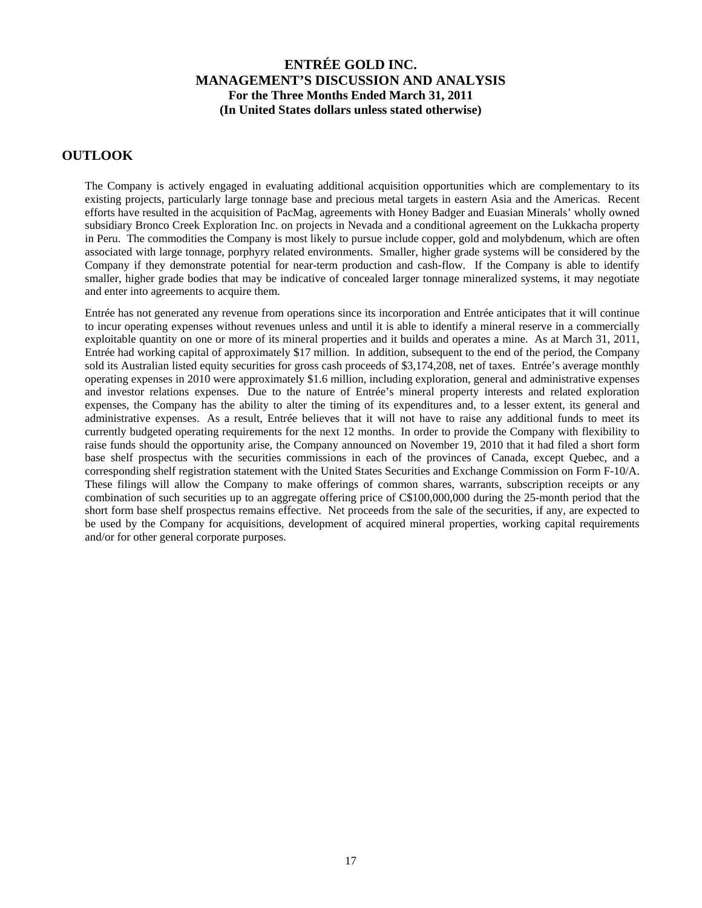## OUTLOOK

The Company is actively engaged in evaluating additional acquisition opportunities which are complementary to its existing projects, particularly large tonnage base and precious metal targets in eastern Asia and the Americas. Recent efforts have resulted in the acquisition of PacMag, agreements with Honey Badger and Euasian Minerals' wholly owned subsidiary Bronco Creek Exploration Inc. on projects in Nevada and a conditional agreement on the Lukkacha property in Peru. The commodities the Company is most likely to pursue include copper, gold and molybdenum, which are often associated with large tonnage, porphyry related environments. Smaller, higher grade systems will be considered by the Company if they demonstrate potential for near-term production and cash-flow. If the Company is able to identify smaller, higher grade bodies that may be indicative of concealed larger tonnage mineralized systems, it may negotiate and enter into agreements to acquire them.

Entrée has not generated any revenue from operations since its incorporation and Entrée anticipates that it will continue to incur operating expenses without revenues unless and until it is able to identify a mineral reserve in a commercially exploitable quantity on one or more of its mineral properties and it builds and operates a mine. As at March 31, 2011, Entrée had working capital of approximately $17 million. In addition, subsequent to the end of the period, the Company sold its Australian listed equity securities for gross cash proceeds of $3,174,208, net of taxes. Entrée's average monthly operating expenses in 2010 were approximately $1.6 million, including exploration, general and administrative expenses and investor relations expenses. Due to the nature of Entrée's mineral property interests and related exploration expenses, the Company has the ability to alter the timing of its expenditures and, to a lesser extent, its general and administrative expenses. As a result, Entrée believes that it will not have to raise any additional funds to meet its currently budgeted operating requirements for the next 12 months. In order to provide the Company with flexibility to raise funds should the opportunity arise, the Company announced on November 19, 2010 that it had filed a short form base shelf prospectus with the securities commissions in each of the provinces of Canada, except Quebec, and a corresponding shelf registration statement with the United States Securities and Exchange Commission on Form F-10/A. These filings will allow the Company to make offerings of common shares, warrants, subscription receipts or any combination of such securities up to an aggregate offering price of C$100,000,000 during the 25-month period that the short form base shelf prospectus remains effective. Net proceeds from the sale of the securities, if any, are expected to be used by the Company for acquisitions, development of acquired mineral properties, working capital requirements and/or for other general corporate purposes.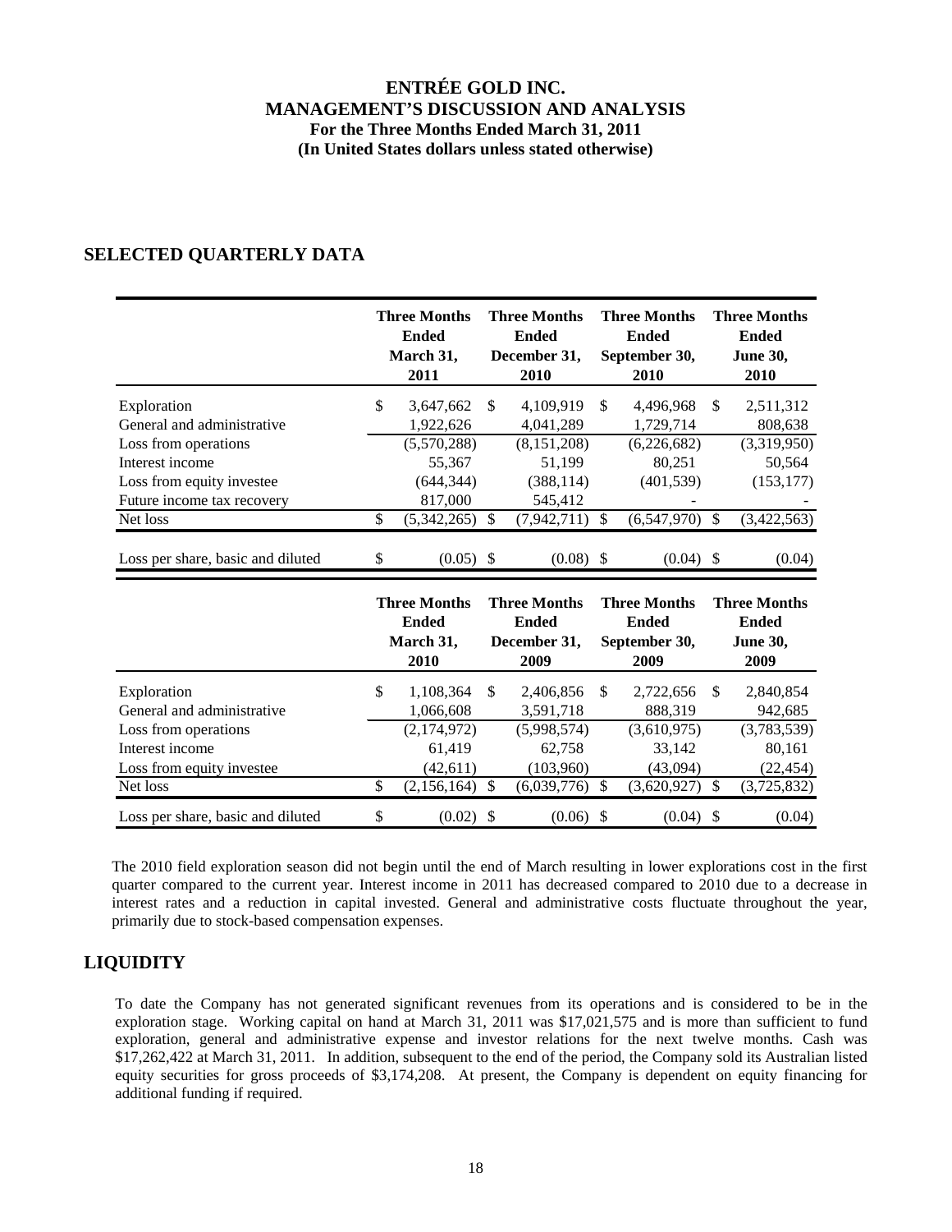# ENTRÉE GOLD INC.
## MANAGEMENT'S DISCUSSION AND ANALYSIS
### For the Three Months Ended March 31, 2011
### (In United States dollars unless stated otherwise)

## SELECTED QUARTERLY DATA

| | Three Months Ended March 31, 2011 | Three Months Ended December 31, 2010 | Three Months Ended September 30, 2010 | Three Months Ended June 30, 2010 |
|---|---|---|---|---|
| Exploration | $ 3,647,662 | $ 4,109,919 | $ 4,496,968 | $ 2,511,312 |
| General and administrative | 1,922,626 | 4,041,289 | 1,729,714 | 808,638 |
| Loss from operations | (5,570,288) | (8,151,208) | (6,226,682) | (3,319,950) |
| Interest income | 55,367 | 51,199 | 80,251 | 50,564 |
| Loss from equity investee | (644,344) | (388,114) | (401,539) | (153,177) |
| Future income tax recovery | 817,000 | 545,412 | - | - |
| Net loss | $ (5,342,265) | $ (7,942,711) | $ (6,547,970) | $ (3,422,563) |
| Loss per share, basic and diluted | $ (0.05) | $ (0.08) | $ (0.04) | $ (0.04) |

| | Three Months Ended March 31, 2010 | Three Months Ended December 31, 2009 | Three Months Ended September 30, 2009 | Three Months Ended June 30, 2009 |
|---|---|---|---|---|
| Exploration | $ 1,108,364 | $ 2,406,856 | $ 2,722,656 | $ 2,840,854 |
| General and administrative | 1,066,608 | 3,591,718 | 888,319 | 942,685 |
| Loss from operations | (2,174,972) | (5,998,574) | (3,610,975) | (3,783,539) |
| Interest income | 61,419 | 62,758 | 33,142 | 80,161 |
| Loss from equity investee | (42,611) | (103,960) | (43,094) | (22,454) |
| Net loss | $ (2,156,164) | $ (6,039,776) | $ (3,620,927) | $ (3,725,832) |
| Loss per share, basic and diluted | $ (0.02) | $ (0.06) | $ (0.04) | $ (0.04) |

The 2010 field exploration season did not begin until the end of March resulting in lower explorations cost in the first quarter compared to the current year. Interest income in 2011 has decreased compared to 2010 due to a decrease in interest rates and a reduction in capital invested. General and administrative costs fluctuate throughout the year, primarily due to stock-based compensation expenses.

## LIQUIDITY

To date the Company has not generated significant revenues from its operations and is considered to be in the exploration stage. Working capital on hand at March 31, 2011 was $17,021,575 and is more than sufficient to fund exploration, general and administrative expense and investor relations for the next twelve months. Cash was $17,262,422 at March 31, 2011. In addition, subsequent to the end of the period, the Company sold its Australian listed equity securities for gross proceeds of $3,174,208. At present, the Company is dependent on equity financing for additional funding if required.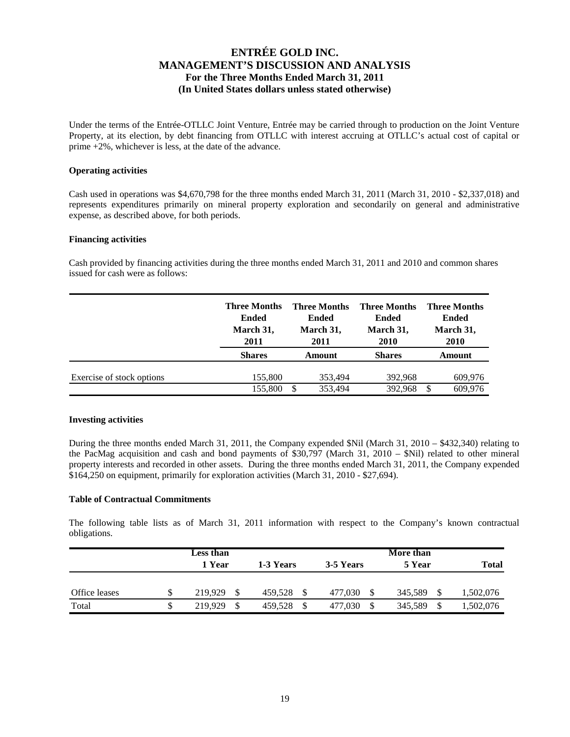Under the terms of the Entrée-OTLLC Joint Venture, Entrée may be carried through to production on the Joint Venture Property, at its election, by debt financing from OTLLC with interest accruing at OTLLC's actual cost of capital or prime +2%, whichever is less, at the date of the advance.

**Operating activities**

Cash used in operations was $4,670,798 for the three months ended March 31, 2011 (March 31, 2010 - $2,337,018) and represents expenditures primarily on mineral property exploration and secondarily on general and administrative expense, as described above, for both periods.

**Financing activities**

Cash provided by financing activities during the three months ended March 31, 2011 and 2010 and common shares issued for cash were as follows:

| | Three Months Ended March 31, 2011 | Three Months Ended March 31, 2011 | Three Months Ended March 31, 2010 | Three Months Ended March 31, 2010 |
|---|---|---|---|---|
| | **Shares** | **Amount** | **Shares** | **Amount** |
| Exercise of stock options | 155,800 | 353,494 | 392,968 | 609,976 |
| | 155,800 | $ 353,494 | 392,968 | $ 609,976 |

**Investing activities**

During the three months ended March 31, 2011, the Company expended $Nil (March 31, 2010 – $432,340) relating to the PacMag acquisition and cash and bond payments of $30,797 (March 31, 2010 – $Nil) related to other mineral property interests and recorded in other assets. During the three months ended March 31, 2011, the Company expended $164,250 on equipment, primarily for exploration activities (March 31, 2010 - $27,694).

**Table of Contractual Commitments**

The following table lists as of March 31, 2011 information with respect to the Company's known contractual obligations.

| | Less than 1 Year | 1-3 Years | 3-5 Years | More than 5 Year | Total |
|---|---|---|---|---|---|
| Office leases | $ 219,929 | $ 459,528 | $ 477,030 | $ 345,589 | $ 1,502,076 |
| Total | $ 219,929 | $ 459,528 | $ 477,030 | $ 345,589 | $ 1,502,076 |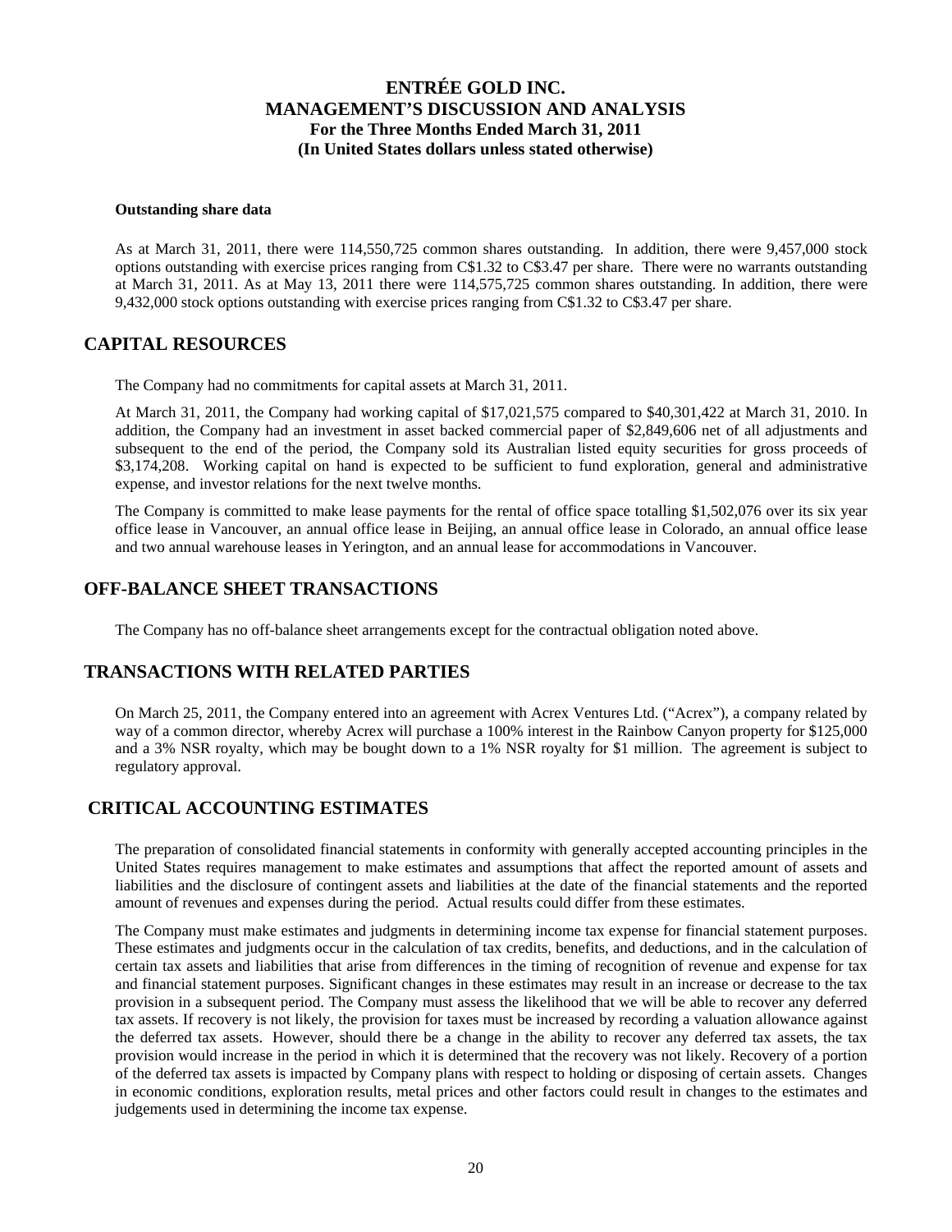**Outstanding share data**

As at March 31, 2011, there were 114,550,725 common shares outstanding. In addition, there were 9,457,000 stock options outstanding with exercise prices ranging from C$1.32 to C$3.47 per share. There were no warrants outstanding at March 31, 2011. As at May 13, 2011 there were 114,575,725 common shares outstanding. In addition, there were 9,432,000 stock options outstanding with exercise prices ranging from C$1.32 to C$3.47 per share.

## CAPITAL RESOURCES

The Company had no commitments for capital assets at March 31, 2011.

At March 31, 2011, the Company had working capital of $17,021,575 compared to $40,301,422 at March 31, 2010. In addition, the Company had an investment in asset backed commercial paper of $2,849,606 net of all adjustments and subsequent to the end of the period, the Company sold its Australian listed equity securities for gross proceeds of $3,174,208. Working capital on hand is expected to be sufficient to fund exploration, general and administrative expense, and investor relations for the next twelve months.

The Company is committed to make lease payments for the rental of office space totalling $1,502,076 over its six year office lease in Vancouver, an annual office lease in Beijing, an annual office lease in Colorado, an annual office lease and two annual warehouse leases in Yerington, and an annual lease for accommodations in Vancouver.

## OFF-BALANCE SHEET TRANSACTIONS

The Company has no off-balance sheet arrangements except for the contractual obligation noted above.

## TRANSACTIONS WITH RELATED PARTIES

On March 25, 2011, the Company entered into an agreement with Acrex Ventures Ltd. ("Acrex"), a company related by way of a common director, whereby Acrex will purchase a 100% interest in the Rainbow Canyon property for $125,000 and a 3% NSR royalty, which may be bought down to a 1% NSR royalty for $1 million. The agreement is subject to regulatory approval.

## CRITICAL ACCOUNTING ESTIMATES

The preparation of consolidated financial statements in conformity with generally accepted accounting principles in the United States requires management to make estimates and assumptions that affect the reported amount of assets and liabilities and the disclosure of contingent assets and liabilities at the date of the financial statements and the reported amount of revenues and expenses during the period. Actual results could differ from these estimates.

The Company must make estimates and judgments in determining income tax expense for financial statement purposes. These estimates and judgments occur in the calculation of tax credits, benefits, and deductions, and in the calculation of certain tax assets and liabilities that arise from differences in the timing of recognition of revenue and expense for tax and financial statement purposes. Significant changes in these estimates may result in an increase or decrease to the tax provision in a subsequent period. The Company must assess the likelihood that we will be able to recover any deferred tax assets. If recovery is not likely, the provision for taxes must be increased by recording a valuation allowance against the deferred tax assets. However, should there be a change in the ability to recover any deferred tax assets, the tax provision would increase in the period in which it is determined that the recovery was not likely. Recovery of a portion of the deferred tax assets is impacted by Company plans with respect to holding or disposing of certain assets. Changes in economic conditions, exploration results, metal prices and other factors could result in changes to the estimates and judgements used in determining the income tax expense.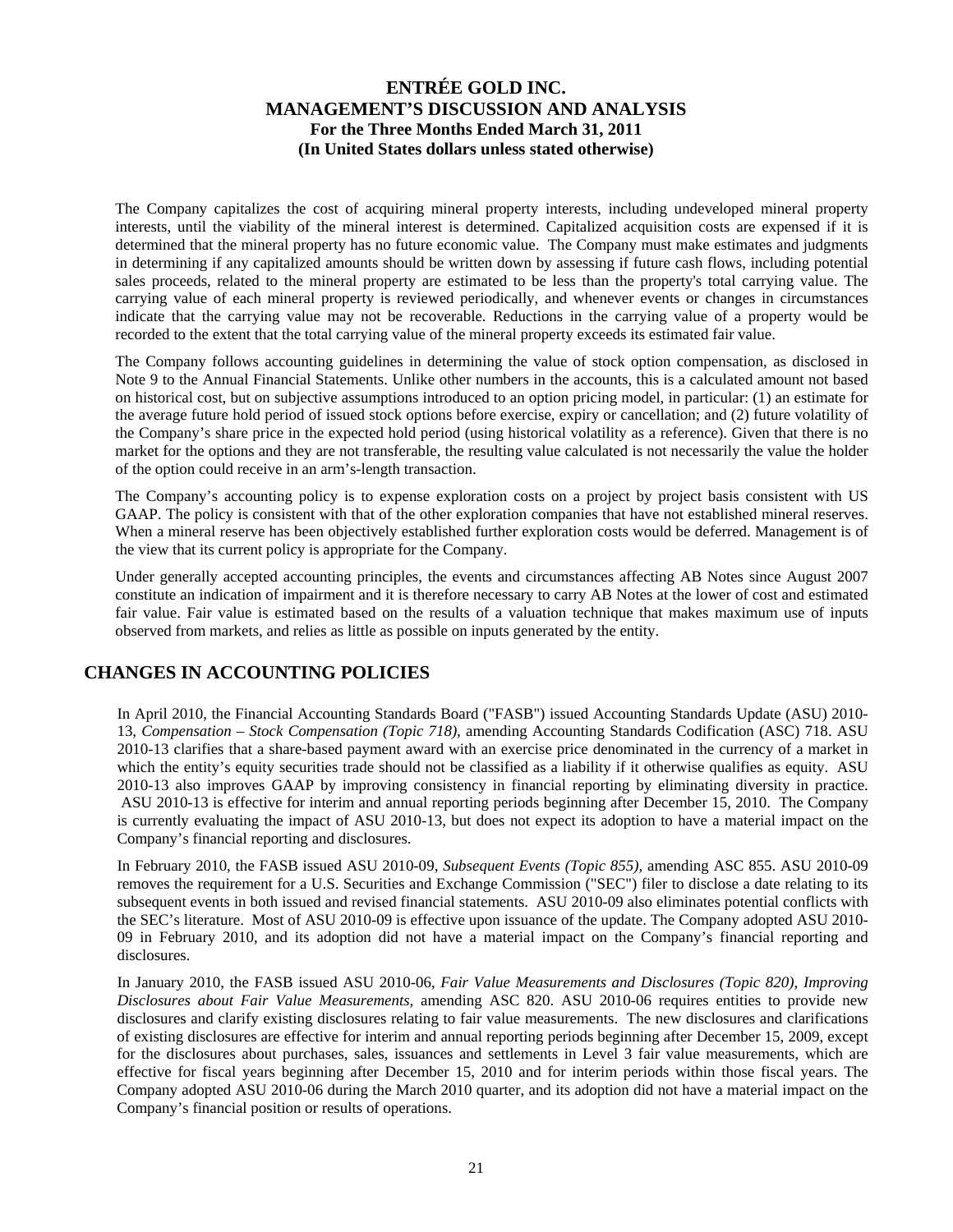The Company capitalizes the cost of acquiring mineral property interests, including undeveloped mineral property interests, until the viability of the mineral interest is determined. Capitalized acquisition costs are expensed if it is determined that the mineral property has no future economic value. The Company must make estimates and judgments in determining if any capitalized amounts should be written down by assessing if future cash flows, including potential sales proceeds, related to the mineral property are estimated to be less than the property's total carrying value. The carrying value of each mineral property is reviewed periodically, and whenever events or changes in circumstances indicate that the carrying value may not be recoverable. Reductions in the carrying value of a property would be recorded to the extent that the total carrying value of the mineral property exceeds its estimated fair value.

The Company follows accounting guidelines in determining the value of stock option compensation, as disclosed in Note 9 to the Annual Financial Statements. Unlike other numbers in the accounts, this is a calculated amount not based on historical cost, but on subjective assumptions introduced to an option pricing model, in particular: (1) an estimate for the average future hold period of issued stock options before exercise, expiry or cancellation; and (2) future volatility of the Company's share price in the expected hold period (using historical volatility as a reference). Given that there is no market for the options and they are not transferable, the resulting value calculated is not necessarily the value the holder of the option could receive in an arm's-length transaction.

The Company's accounting policy is to expense exploration costs on a project by project basis consistent with US GAAP. The policy is consistent with that of the other exploration companies that have not established mineral reserves. When a mineral reserve has been objectively established further exploration costs would be deferred. Management is of the view that its current policy is appropriate for the Company.

Under generally accepted accounting principles, the events and circumstances affecting AB Notes since August 2007 constitute an indication of impairment and it is therefore necessary to carry AB Notes at the lower of cost and estimated fair value. Fair value is estimated based on the results of a valuation technique that makes maximum use of inputs observed from markets, and relies as little as possible on inputs generated by the entity.

## CHANGES IN ACCOUNTING POLICIES

In April 2010, the Financial Accounting Standards Board ("FASB") issued Accounting Standards Update (ASU) 2010-13, *Compensation – Stock Compensation (Topic 718)*, amending Accounting Standards Codification (ASC) 718. ASU 2010-13 clarifies that a share-based payment award with an exercise price denominated in the currency of a market in which the entity's equity securities trade should not be classified as a liability if it otherwise qualifies as equity. ASU 2010-13 also improves GAAP by improving consistency in financial reporting by eliminating diversity in practice. ASU 2010-13 is effective for interim and annual reporting periods beginning after December 15, 2010. The Company is currently evaluating the impact of ASU 2010-13, but does not expect its adoption to have a material impact on the Company's financial reporting and disclosures.

In February 2010, the FASB issued ASU 2010-09, *Subsequent Events (Topic 855)*, amending ASC 855. ASU 2010-09 removes the requirement for a U.S. Securities and Exchange Commission ("SEC") filer to disclose a date relating to its subsequent events in both issued and revised financial statements. ASU 2010-09 also eliminates potential conflicts with the SEC's literature. Most of ASU 2010-09 is effective upon issuance of the update. The Company adopted ASU 2010-09 in February 2010, and its adoption did not have a material impact on the Company's financial reporting and disclosures.

In January 2010, the FASB issued ASU 2010-06, *Fair Value Measurements and Disclosures (Topic 820), Improving Disclosures about Fair Value Measurements*, amending ASC 820. ASU 2010-06 requires entities to provide new disclosures and clarify existing disclosures relating to fair value measurements. The new disclosures and clarifications of existing disclosures are effective for interim and annual reporting periods beginning after December 15, 2009, except for the disclosures about purchases, sales, issuances and settlements in Level 3 fair value measurements, which are effective for fiscal years beginning after December 15, 2010 and for interim periods within those fiscal years. The Company adopted ASU 2010-06 during the March 2010 quarter, and its adoption did not have a material impact on the Company's financial position or results of operations.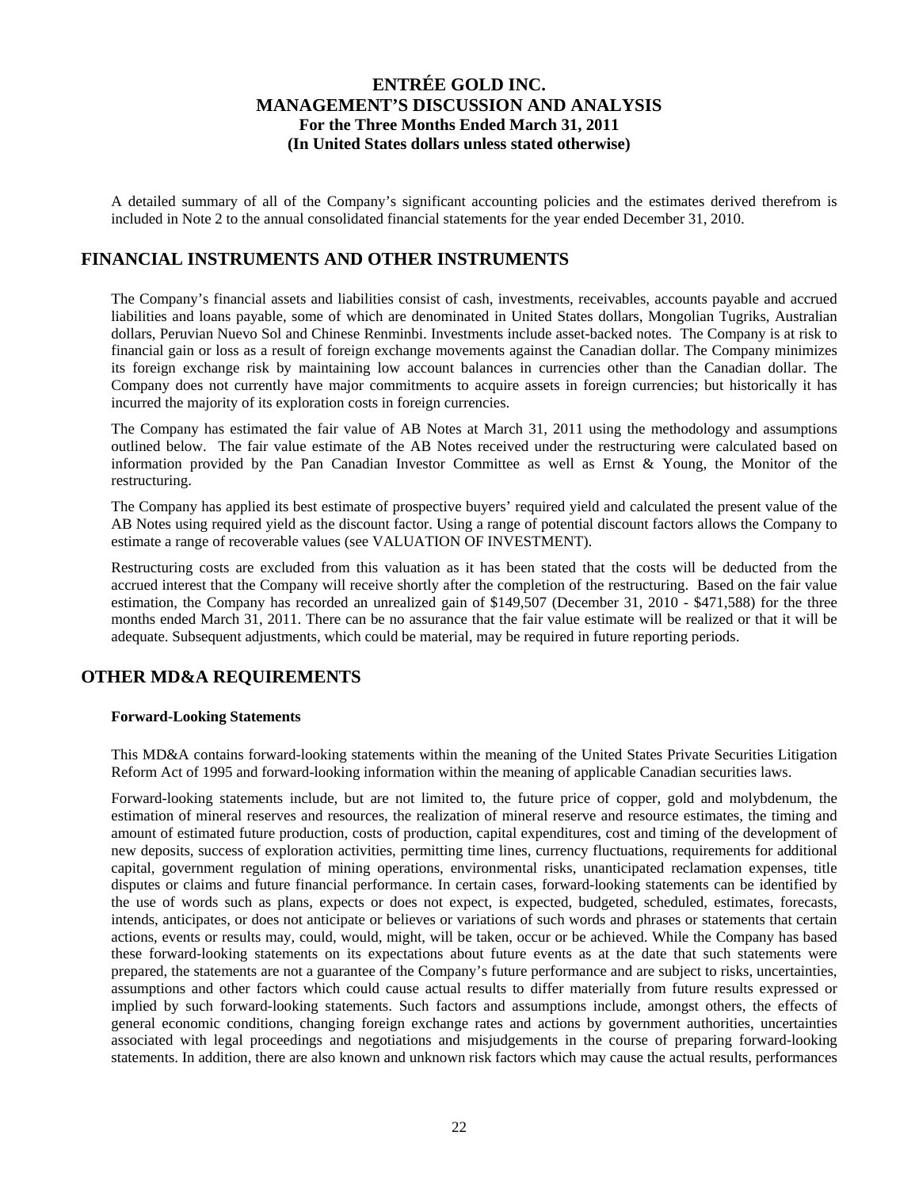A detailed summary of all of the Company's significant accounting policies and the estimates derived therefrom is included in Note 2 to the annual consolidated financial statements for the year ended December 31, 2010.

## FINANCIAL INSTRUMENTS AND OTHER INSTRUMENTS

The Company's financial assets and liabilities consist of cash, investments, receivables, accounts payable and accrued liabilities and loans payable, some of which are denominated in United States dollars, Mongolian Tugriks, Australian dollars, Peruvian Nuevo Sol and Chinese Renminbi. Investments include asset-backed notes. The Company is at risk to financial gain or loss as a result of foreign exchange movements against the Canadian dollar. The Company minimizes its foreign exchange risk by maintaining low account balances in currencies other than the Canadian dollar. The Company does not currently have major commitments to acquire assets in foreign currencies; but historically it has incurred the majority of its exploration costs in foreign currencies.

The Company has estimated the fair value of AB Notes at March 31, 2011 using the methodology and assumptions outlined below. The fair value estimate of the AB Notes received under the restructuring were calculated based on information provided by the Pan Canadian Investor Committee as well as Ernst & Young, the Monitor of the restructuring.

The Company has applied its best estimate of prospective buyers' required yield and calculated the present value of the AB Notes using required yield as the discount factor. Using a range of potential discount factors allows the Company to estimate a range of recoverable values (see VALUATION OF INVESTMENT).

Restructuring costs are excluded from this valuation as it has been stated that the costs will be deducted from the accrued interest that the Company will receive shortly after the completion of the restructuring. Based on the fair value estimation, the Company has recorded an unrealized gain of $149,507 (December 31, 2010 - $471,588) for the three months ended March 31, 2011. There can be no assurance that the fair value estimate will be realized or that it will be adequate. Subsequent adjustments, which could be material, may be required in future reporting periods.

## OTHER MD&A REQUIREMENTS

### Forward-Looking Statements

This MD&A contains forward-looking statements within the meaning of the United States Private Securities Litigation Reform Act of 1995 and forward-looking information within the meaning of applicable Canadian securities laws.

Forward-looking statements include, but are not limited to, the future price of copper, gold and molybdenum, the estimation of mineral reserves and resources, the realization of mineral reserve and resource estimates, the timing and amount of estimated future production, costs of production, capital expenditures, cost and timing of the development of new deposits, success of exploration activities, permitting time lines, currency fluctuations, requirements for additional capital, government regulation of mining operations, environmental risks, unanticipated reclamation expenses, title disputes or claims and future financial performance. In certain cases, forward-looking statements can be identified by the use of words such as plans, expects or does not expect, is expected, budgeted, scheduled, estimates, forecasts, intends, anticipates, or does not anticipate or believes or variations of such words and phrases or statements that certain actions, events or results may, could, would, might, will be taken, occur or be achieved. While the Company has based these forward-looking statements on its expectations about future events as at the date that such statements were prepared, the statements are not a guarantee of the Company's future performance and are subject to risks, uncertainties, assumptions and other factors which could cause actual results to differ materially from future results expressed or implied by such forward-looking statements. Such factors and assumptions include, amongst others, the effects of general economic conditions, changing foreign exchange rates and actions by government authorities, uncertainties associated with legal proceedings and negotiations and misjudgements in the course of preparing forward-looking statements. In addition, there are also known and unknown risk factors which may cause the actual results, performances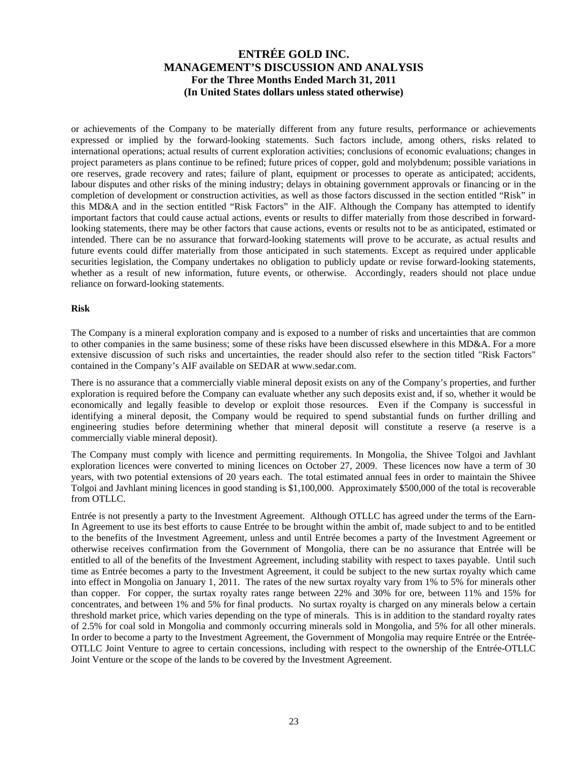or achievements of the Company to be materially different from any future results, performance or achievements expressed or implied by the forward-looking statements. Such factors include, among others, risks related to international operations; actual results of current exploration activities; conclusions of economic evaluations; changes in project parameters as plans continue to be refined; future prices of copper, gold and molybdenum; possible variations in ore reserves, grade recovery and rates; failure of plant, equipment or processes to operate as anticipated; accidents, labour disputes and other risks of the mining industry; delays in obtaining government approvals or financing or in the completion of development or construction activities, as well as those factors discussed in the section entitled "Risk" in this MD&A and in the section entitled "Risk Factors" in the AIF. Although the Company has attempted to identify important factors that could cause actual actions, events or results to differ materially from those described in forward-looking statements, there may be other factors that cause actions, events or results not to be as anticipated, estimated or intended. There can be no assurance that forward-looking statements will prove to be accurate, as actual results and future events could differ materially from those anticipated in such statements. Except as required under applicable securities legislation, the Company undertakes no obligation to publicly update or revise forward-looking statements, whether as a result of new information, future events, or otherwise. Accordingly, readers should not place undue reliance on forward-looking statements.

**Risk**

The Company is a mineral exploration company and is exposed to a number of risks and uncertainties that are common to other companies in the same business; some of these risks have been discussed elsewhere in this MD&A. For a more extensive discussion of such risks and uncertainties, the reader should also refer to the section titled "Risk Factors" contained in the Company's AIF available on SEDAR at www.sedar.com.

There is no assurance that a commercially viable mineral deposit exists on any of the Company's properties, and further exploration is required before the Company can evaluate whether any such deposits exist and, if so, whether it would be economically and legally feasible to develop or exploit those resources. Even if the Company is successful in identifying a mineral deposit, the Company would be required to spend substantial funds on further drilling and engineering studies before determining whether that mineral deposit will constitute a reserve (a reserve is a commercially viable mineral deposit).

The Company must comply with licence and permitting requirements. In Mongolia, the Shivee Tolgoi and Javhlant exploration licences were converted to mining licences on October 27, 2009. These licences now have a term of 30 years, with two potential extensions of 20 years each. The total estimated annual fees in order to maintain the Shivee Tolgoi and Javhlant mining licences in good standing is $1,100,000. Approximately $500,000 of the total is recoverable from OTLLC.

Entrée is not presently a party to the Investment Agreement. Although OTLLC has agreed under the terms of the Earn-In Agreement to use its best efforts to cause Entrée to be brought within the ambit of, made subject to and to be entitled to the benefits of the Investment Agreement, unless and until Entrée becomes a party of the Investment Agreement or otherwise receives confirmation from the Government of Mongolia, there can be no assurance that Entrée will be entitled to all of the benefits of the Investment Agreement, including stability with respect to taxes payable. Until such time as Entrée becomes a party to the Investment Agreement, it could be subject to the new surtax royalty which came into effect in Mongolia on January 1, 2011. The rates of the new surtax royalty vary from 1% to 5% for minerals other than copper. For copper, the surtax royalty rates range between 22% and 30% for ore, between 11% and 15% for concentrates, and between 1% and 5% for final products. No surtax royalty is charged on any minerals below a certain threshold market price, which varies depending on the type of minerals. This is in addition to the standard royalty rates of 2.5% for coal sold in Mongolia and commonly occurring minerals sold in Mongolia, and 5% for all other minerals. In order to become a party to the Investment Agreement, the Government of Mongolia may require Entrée or the Entrée-OTLLC Joint Venture to agree to certain concessions, including with respect to the ownership of the Entrée-OTLLC Joint Venture or the scope of the lands to be covered by the Investment Agreement.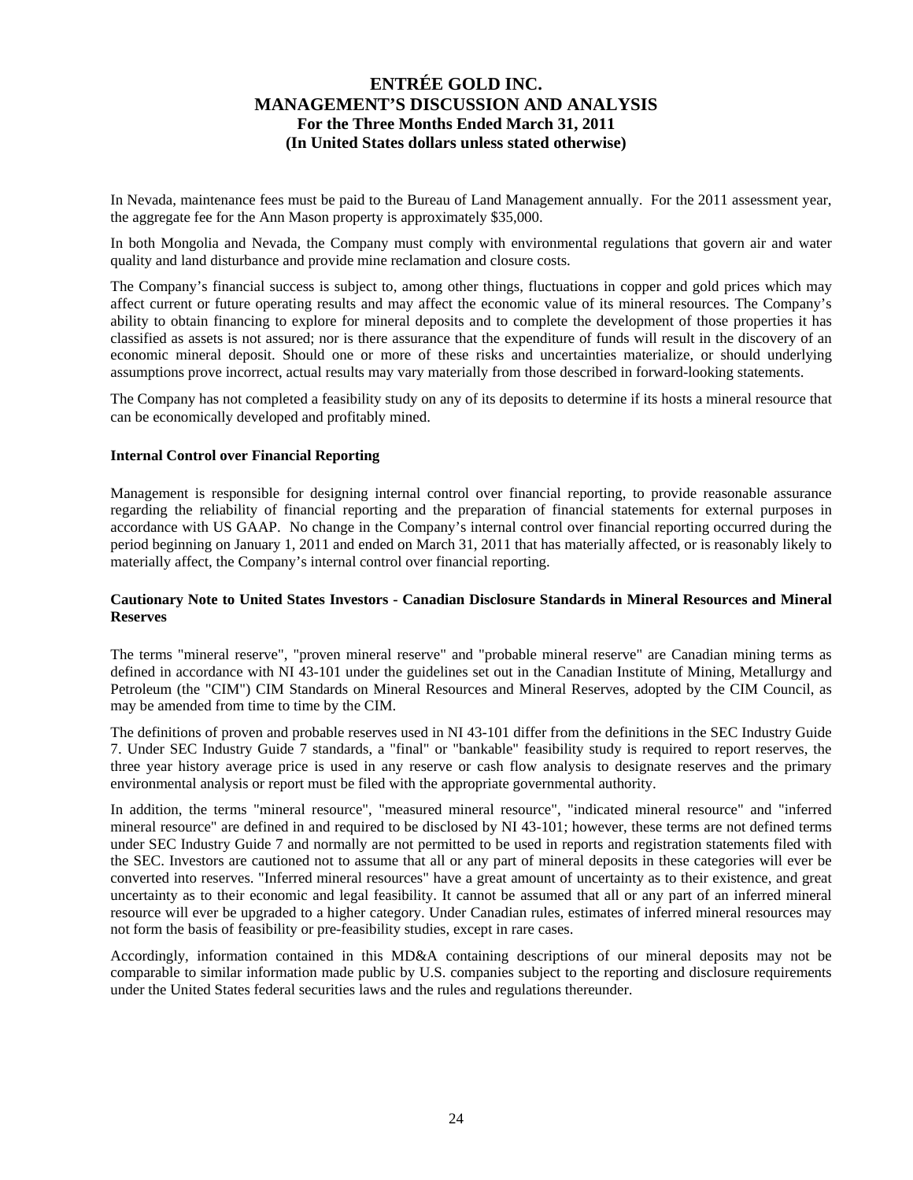In Nevada, maintenance fees must be paid to the Bureau of Land Management annually. For the 2011 assessment year, the aggregate fee for the Ann Mason property is approximately $35,000.

In both Mongolia and Nevada, the Company must comply with environmental regulations that govern air and water quality and land disturbance and provide mine reclamation and closure costs.

The Company's financial success is subject to, among other things, fluctuations in copper and gold prices which may affect current or future operating results and may affect the economic value of its mineral resources. The Company's ability to obtain financing to explore for mineral deposits and to complete the development of those properties it has classified as assets is not assured; nor is there assurance that the expenditure of funds will result in the discovery of an economic mineral deposit. Should one or more of these risks and uncertainties materialize, or should underlying assumptions prove incorrect, actual results may vary materially from those described in forward-looking statements.

The Company has not completed a feasibility study on any of its deposits to determine if its hosts a mineral resource that can be economically developed and profitably mined.

**Internal Control over Financial Reporting**

Management is responsible for designing internal control over financial reporting, to provide reasonable assurance regarding the reliability of financial reporting and the preparation of financial statements for external purposes in accordance with US GAAP. No change in the Company's internal control over financial reporting occurred during the period beginning on January 1, 2011 and ended on March 31, 2011 that has materially affected, or is reasonably likely to materially affect, the Company's internal control over financial reporting.

**Cautionary Note to United States Investors - Canadian Disclosure Standards in Mineral Resources and Mineral Reserves**

The terms "mineral reserve", "proven mineral reserve" and "probable mineral reserve" are Canadian mining terms as defined in accordance with NI 43-101 under the guidelines set out in the Canadian Institute of Mining, Metallurgy and Petroleum (the "CIM") CIM Standards on Mineral Resources and Mineral Reserves, adopted by the CIM Council, as may be amended from time to time by the CIM.

The definitions of proven and probable reserves used in NI 43-101 differ from the definitions in the SEC Industry Guide 7. Under SEC Industry Guide 7 standards, a "final" or "bankable" feasibility study is required to report reserves, the three year history average price is used in any reserve or cash flow analysis to designate reserves and the primary environmental analysis or report must be filed with the appropriate governmental authority.

In addition, the terms "mineral resource", "measured mineral resource", "indicated mineral resource" and "inferred mineral resource" are defined in and required to be disclosed by NI 43-101; however, these terms are not defined terms under SEC Industry Guide 7 and normally are not permitted to be used in reports and registration statements filed with the SEC. Investors are cautioned not to assume that all or any part of mineral deposits in these categories will ever be converted into reserves. "Inferred mineral resources" have a great amount of uncertainty as to their existence, and great uncertainty as to their economic and legal feasibility. It cannot be assumed that all or any part of an inferred mineral resource will ever be upgraded to a higher category. Under Canadian rules, estimates of inferred mineral resources may not form the basis of feasibility or pre-feasibility studies, except in rare cases.

Accordingly, information contained in this MD&A containing descriptions of our mineral deposits may not be comparable to similar information made public by U.S. companies subject to the reporting and disclosure requirements under the United States federal securities laws and the rules and regulations thereunder.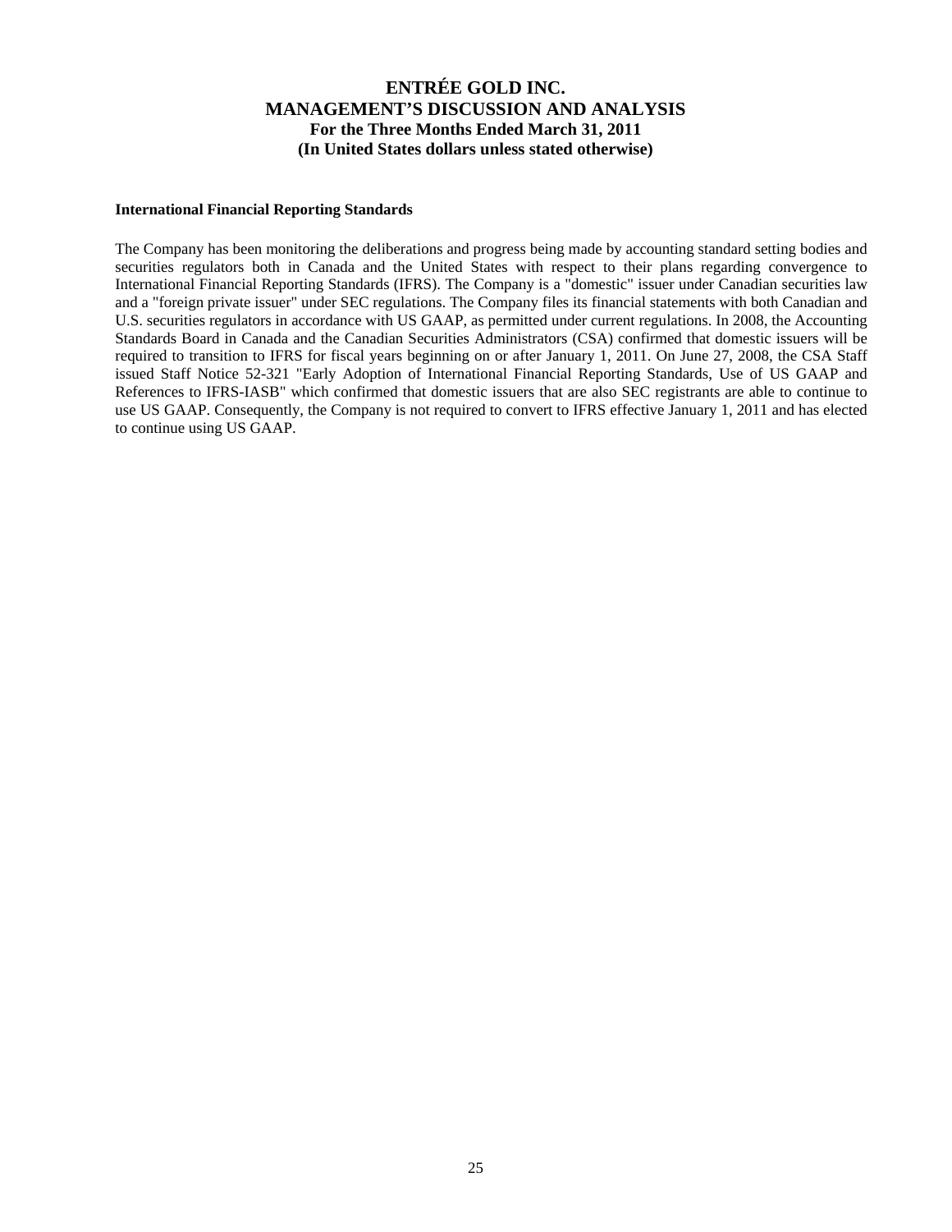### International Financial Reporting Standards

The Company has been monitoring the deliberations and progress being made by accounting standard setting bodies and securities regulators both in Canada and the United States with respect to their plans regarding convergence to International Financial Reporting Standards (IFRS). The Company is a "domestic" issuer under Canadian securities law and a "foreign private issuer" under SEC regulations. The Company files its financial statements with both Canadian and U.S. securities regulators in accordance with US GAAP, as permitted under current regulations. In 2008, the Accounting Standards Board in Canada and the Canadian Securities Administrators (CSA) confirmed that domestic issuers will be required to transition to IFRS for fiscal years beginning on or after January 1, 2011. On June 27, 2008, the CSA Staff issued Staff Notice 52-321 "Early Adoption of International Financial Reporting Standards, Use of US GAAP and References to IFRS-IASB" which confirmed that domestic issuers that are also SEC registrants are able to continue to use US GAAP. Consequently, the Company is not required to convert to IFRS effective January 1, 2011 and has elected to continue using US GAAP.